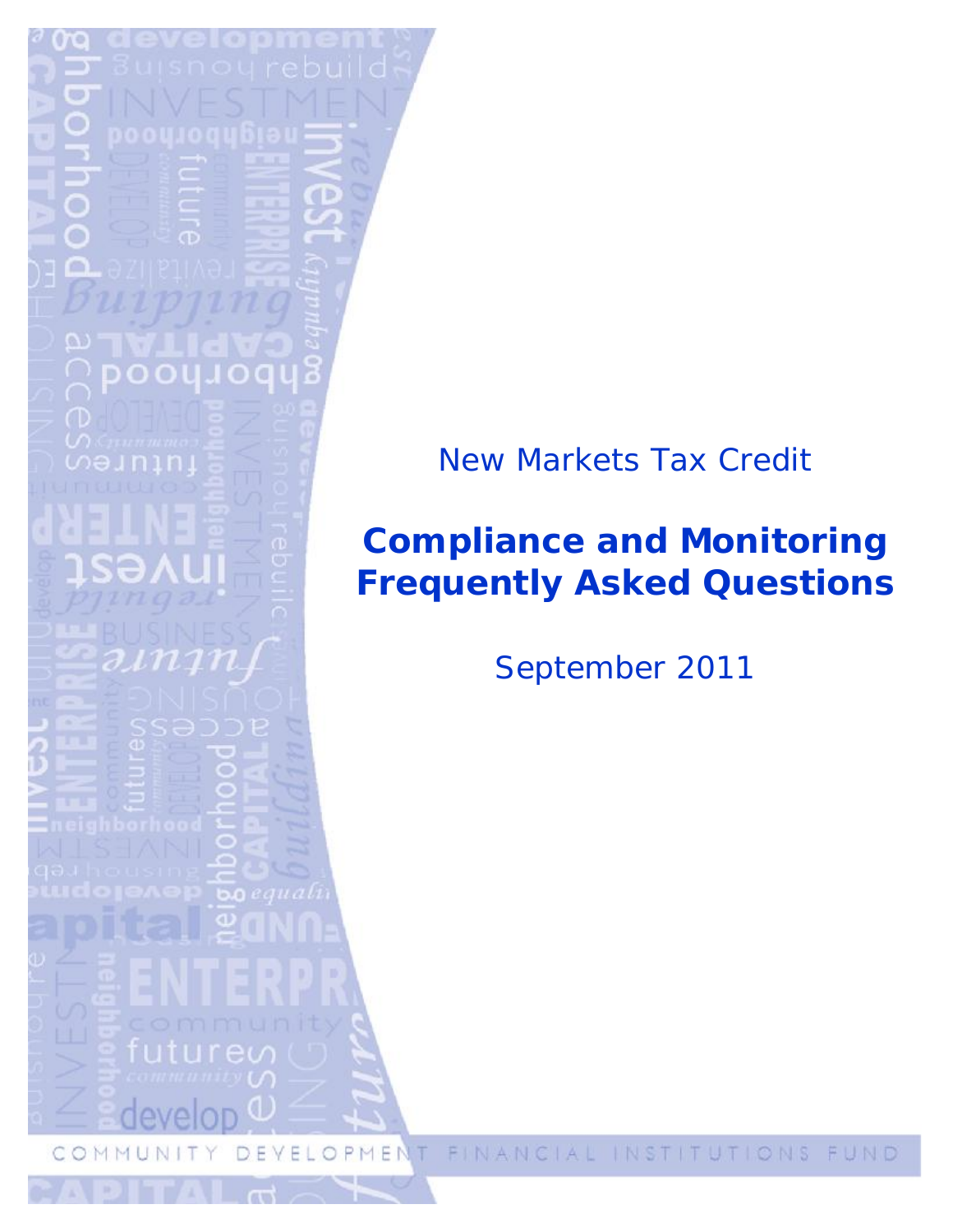New Markets Tax Credit

# Compliance and Monitoring Frequently Asked Questions

September 2011

COMMUNITY DEVELOPMENT FINANCIAL INSTITUTIONS FUND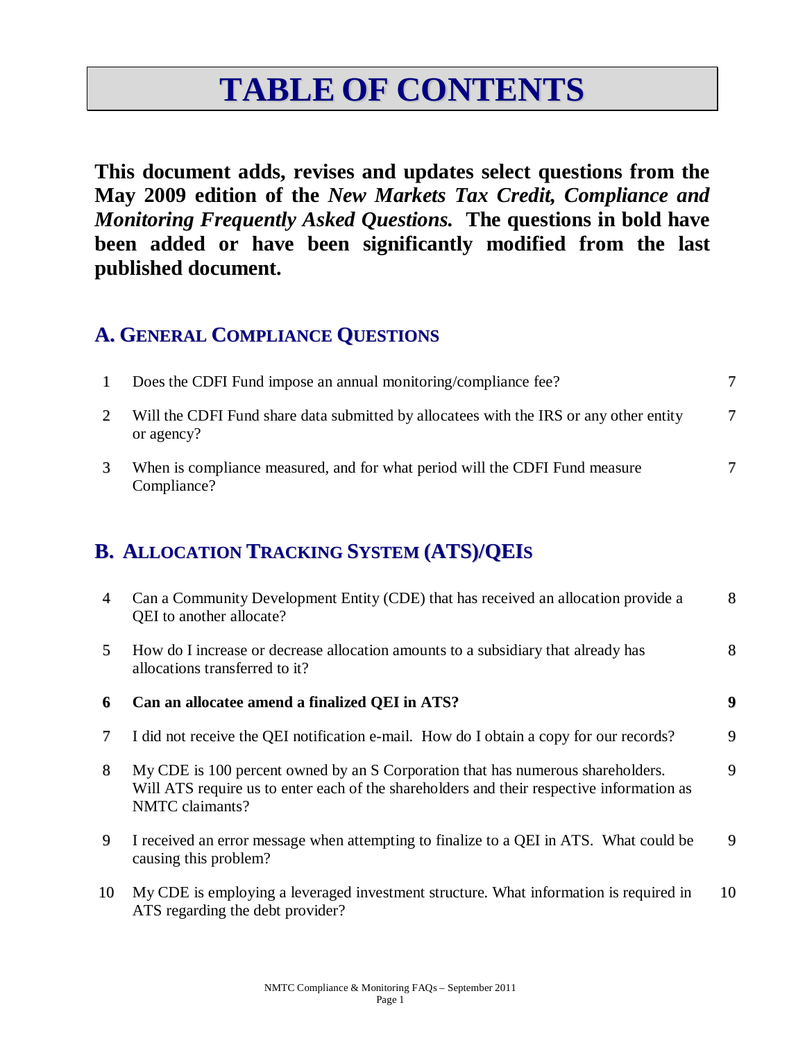# TABLE OF CONTENTS

**This document adds, revises and updates select questions from the May 2009 edition of the *New Markets Tax Credit, Compliance and Monitoring Frequently Asked Questions.* The questions in bold have been added or have been significantly modified from the last published document.**

## A. General Compliance Questions

| | | |
|---|---|---|
| 1 | Does the CDFI Fund impose an annual monitoring/compliance fee? | 7 |
| 2 | Will the CDFI Fund share data submitted by allocatees with the IRS or any other entity or agency? | 7 |
| 3 | When is compliance measured, and for what period will the CDFI Fund measure Compliance? | 7 |

## B. Allocation Tracking System (ATS)/QEIs

| | | |
|---|---|---|
| 4 | Can a Community Development Entity (CDE) that has received an allocation provide a QEI to another allocate? | 8 |
| 5 | How do I increase or decrease allocation amounts to a subsidiary that already has allocations transferred to it? | 8 |
| **6** | **Can an allocatee amend a finalized QEI in ATS?** | **9** |
| 7 | I did not receive the QEI notification e-mail. How do I obtain a copy for our records? | 9 |
| 8 | My CDE is 100 percent owned by an S Corporation that has numerous shareholders. Will ATS require us to enter each of the shareholders and their respective information as NMTC claimants? | 9 |
| 9 | I received an error message when attempting to finalize to a QEI in ATS. What could be causing this problem? | 9 |
| 10 | My CDE is employing a leveraged investment structure. What information is required in ATS regarding the debt provider? | 10 |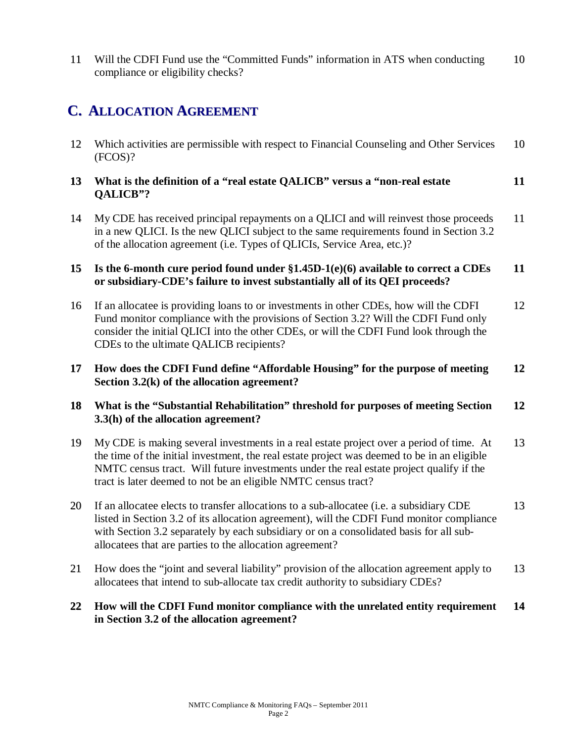| | | |
|---|---|---|
| 11 | Will the CDFI Fund use the "Committed Funds" information in ATS when conducting compliance or eligibility checks? | 10 |

## C. ALLOCATION AGREEMENT

| | | |
|---|---|---|
| 12 | Which activities are permissible with respect to Financial Counseling and Other Services (FCOS)? | 10 |
| **13** | **What is the definition of a "real estate QALICB" versus a "non-real estate QALICB"?** | **11** |
| 14 | My CDE has received principal repayments on a QLICI and will reinvest those proceeds in a new QLICI. Is the new QLICI subject to the same requirements found in Section 3.2 of the allocation agreement (i.e. Types of QLICIs, Service Area, etc.)? | 11 |
| **15** | **Is the 6-month cure period found under §1.45D-1(e)(6) available to correct a CDEs or subsidiary-CDE's failure to invest substantially all of its QEI proceeds?** | **11** |
| 16 | If an allocatee is providing loans to or investments in other CDEs, how will the CDFI Fund monitor compliance with the provisions of Section 3.2? Will the CDFI Fund only consider the initial QLICI into the other CDEs, or will the CDFI Fund look through the CDEs to the ultimate QALICB recipients? | 12 |
| **17** | **How does the CDFI Fund define "Affordable Housing" for the purpose of meeting Section 3.2(k) of the allocation agreement?** | **12** |
| **18** | **What is the "Substantial Rehabilitation" threshold for purposes of meeting Section 3.3(h) of the allocation agreement?** | **12** |
| 19 | My CDE is making several investments in a real estate project over a period of time. At the time of the initial investment, the real estate project was deemed to be in an eligible NMTC census tract. Will future investments under the real estate project qualify if the tract is later deemed to not be an eligible NMTC census tract? | 13 |
| 20 | If an allocatee elects to transfer allocations to a sub-allocatee (i.e. a subsidiary CDE listed in Section 3.2 of its allocation agreement), will the CDFI Fund monitor compliance with Section 3.2 separately by each subsidiary or on a consolidated basis for all sub-allocatees that are parties to the allocation agreement? | 13 |
| 21 | How does the "joint and several liability" provision of the allocation agreement apply to allocatees that intend to sub-allocate tax credit authority to subsidiary CDEs? | 13 |
| **22** | **How will the CDFI Fund monitor compliance with the unrelated entity requirement in Section 3.2 of the allocation agreement?** | **14** |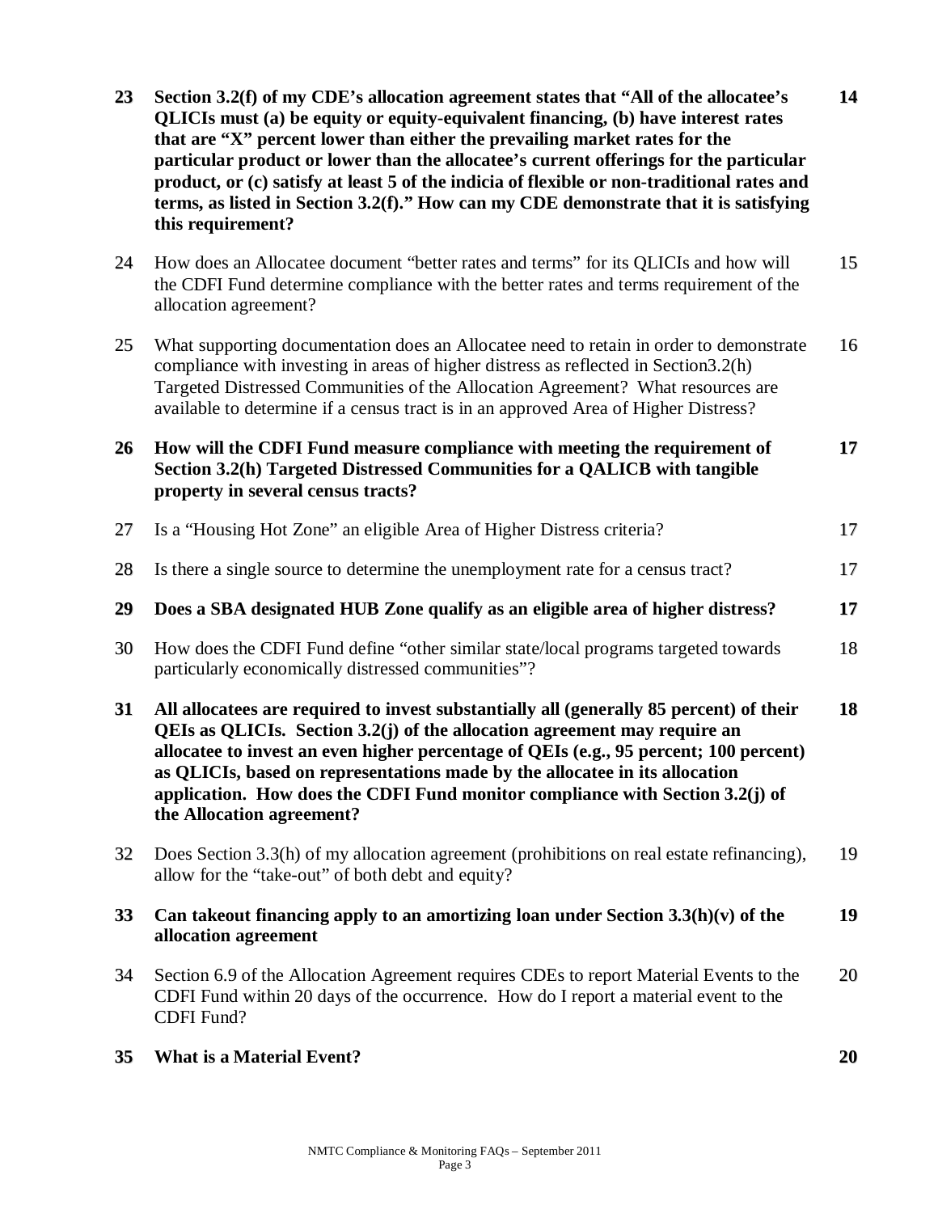| | | |
|---|---|---|
| **23** | **Section 3.2(f) of my CDE's allocation agreement states that "All of the allocatee's QLICIs must (a) be equity or equity-equivalent financing, (b) have interest rates that are "X" percent lower than either the prevailing market rates for the particular product or lower than the allocatee's current offerings for the particular product, or (c) satisfy at least 5 of the indicia of flexible or non-traditional rates and terms, as listed in Section 3.2(f)." How can my CDE demonstrate that it is satisfying this requirement?** | **14** |
| 24 | How does an Allocatee document "better rates and terms" for its QLICIs and how will the CDFI Fund determine compliance with the better rates and terms requirement of the allocation agreement? | 15 |
| 25 | What supporting documentation does an Allocatee need to retain in order to demonstrate compliance with investing in areas of higher distress as reflected in Section3.2(h) Targeted Distressed Communities of the Allocation Agreement? What resources are available to determine if a census tract is in an approved Area of Higher Distress? | 16 |
| **26** | **How will the CDFI Fund measure compliance with meeting the requirement of Section 3.2(h) Targeted Distressed Communities for a QALICB with tangible property in several census tracts?** | **17** |
| 27 | Is a "Housing Hot Zone" an eligible Area of Higher Distress criteria? | 17 |
| 28 | Is there a single source to determine the unemployment rate for a census tract? | 17 |
| **29** | **Does a SBA designated HUB Zone qualify as an eligible area of higher distress?** | **17** |
| 30 | How does the CDFI Fund define "other similar state/local programs targeted towards particularly economically distressed communities"? | 18 |
| **31** | **All allocatees are required to invest substantially all (generally 85 percent) of their QEIs as QLICIs. Section 3.2(j) of the allocation agreement may require an allocatee to invest an even higher percentage of QEIs (e.g., 95 percent; 100 percent) as QLICIs, based on representations made by the allocatee in its allocation application. How does the CDFI Fund monitor compliance with Section 3.2(j) of the Allocation agreement?** | **18** |
| 32 | Does Section 3.3(h) of my allocation agreement (prohibitions on real estate refinancing), allow for the "take-out" of both debt and equity? | 19 |
| **33** | **Can takeout financing apply to an amortizing loan under Section 3.3(h)(v) of the allocation agreement** | **19** |
| 34 | Section 6.9 of the Allocation Agreement requires CDEs to report Material Events to the CDFI Fund within 20 days of the occurrence. How do I report a material event to the CDFI Fund? | 20 |
| **35** | **What is a Material Event?** | **20** |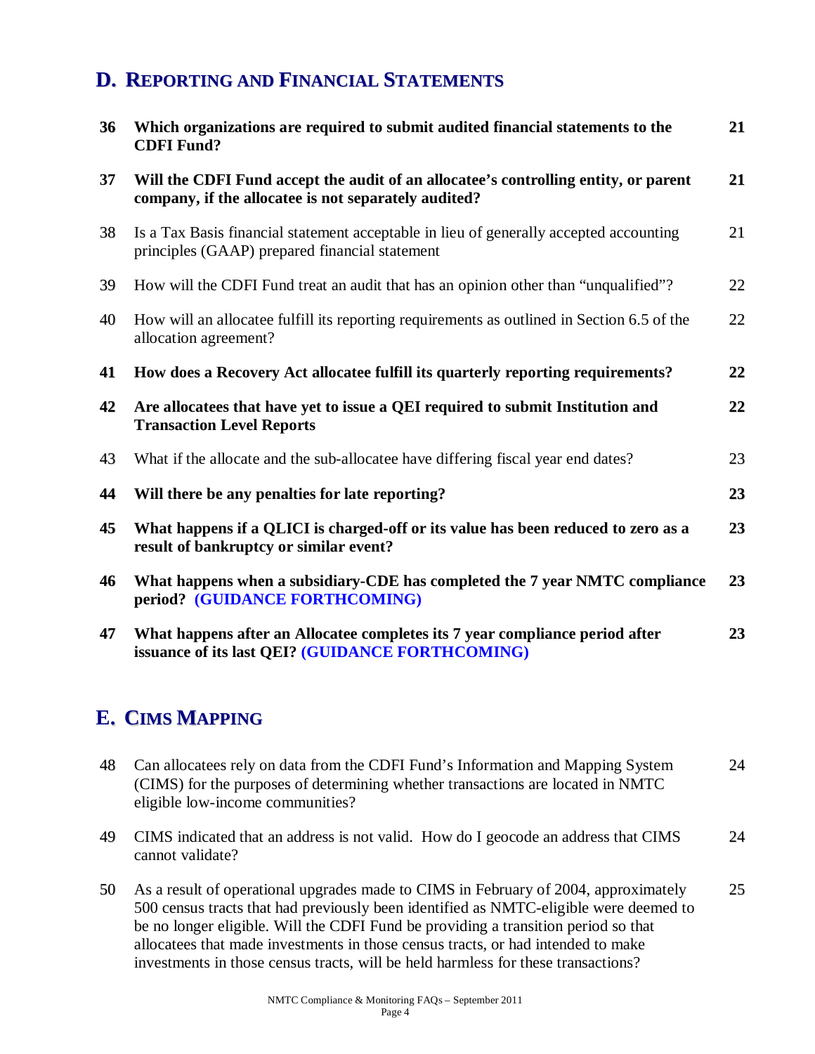## D. Reporting and Financial Statements

| | | |
|---|---|---|
| **36** | **Which organizations are required to submit audited financial statements to the CDFI Fund?** | **21** |
| **37** | **Will the CDFI Fund accept the audit of an allocatee's controlling entity, or parent company, if the allocatee is not separately audited?** | **21** |
| 38 | Is a Tax Basis financial statement acceptable in lieu of generally accepted accounting principles (GAAP) prepared financial statement | 21 |
| 39 | How will the CDFI Fund treat an audit that has an opinion other than "unqualified"? | 22 |
| 40 | How will an allocatee fulfill its reporting requirements as outlined in Section 6.5 of the allocation agreement? | 22 |
| **41** | **How does a Recovery Act allocatee fulfill its quarterly reporting requirements?** | **22** |
| **42** | **Are allocatees that have yet to issue a QEI required to submit Institution and Transaction Level Reports** | **22** |
| 43 | What if the allocate and the sub-allocatee have differing fiscal year end dates? | 23 |
| **44** | **Will there be any penalties for late reporting?** | **23** |
| **45** | **What happens if a QLICI is charged-off or its value has been reduced to zero as a result of bankruptcy or similar event?** | **23** |
| **46** | **What happens when a subsidiary-CDE has completed the 7 year NMTC compliance period? (GUIDANCE FORTHCOMING)** | **23** |
| **47** | **What happens after an Allocatee completes its 7 year compliance period after issuance of its last QEI? (GUIDANCE FORTHCOMING)** | **23** |

## E. CIMS Mapping

| | | |
|---|---|---|
| 48 | Can allocatees rely on data from the CDFI Fund's Information and Mapping System (CIMS) for the purposes of determining whether transactions are located in NMTC eligible low-income communities? | 24 |
| 49 | CIMS indicated that an address is not valid. How do I geocode an address that CIMS cannot validate? | 24 |
| 50 | As a result of operational upgrades made to CIMS in February of 2004, approximately 500 census tracts that had previously been identified as NMTC-eligible were deemed to be no longer eligible. Will the CDFI Fund be providing a transition period so that allocatees that made investments in those census tracts, or had intended to make investments in those census tracts, will be held harmless for these transactions? | 25 |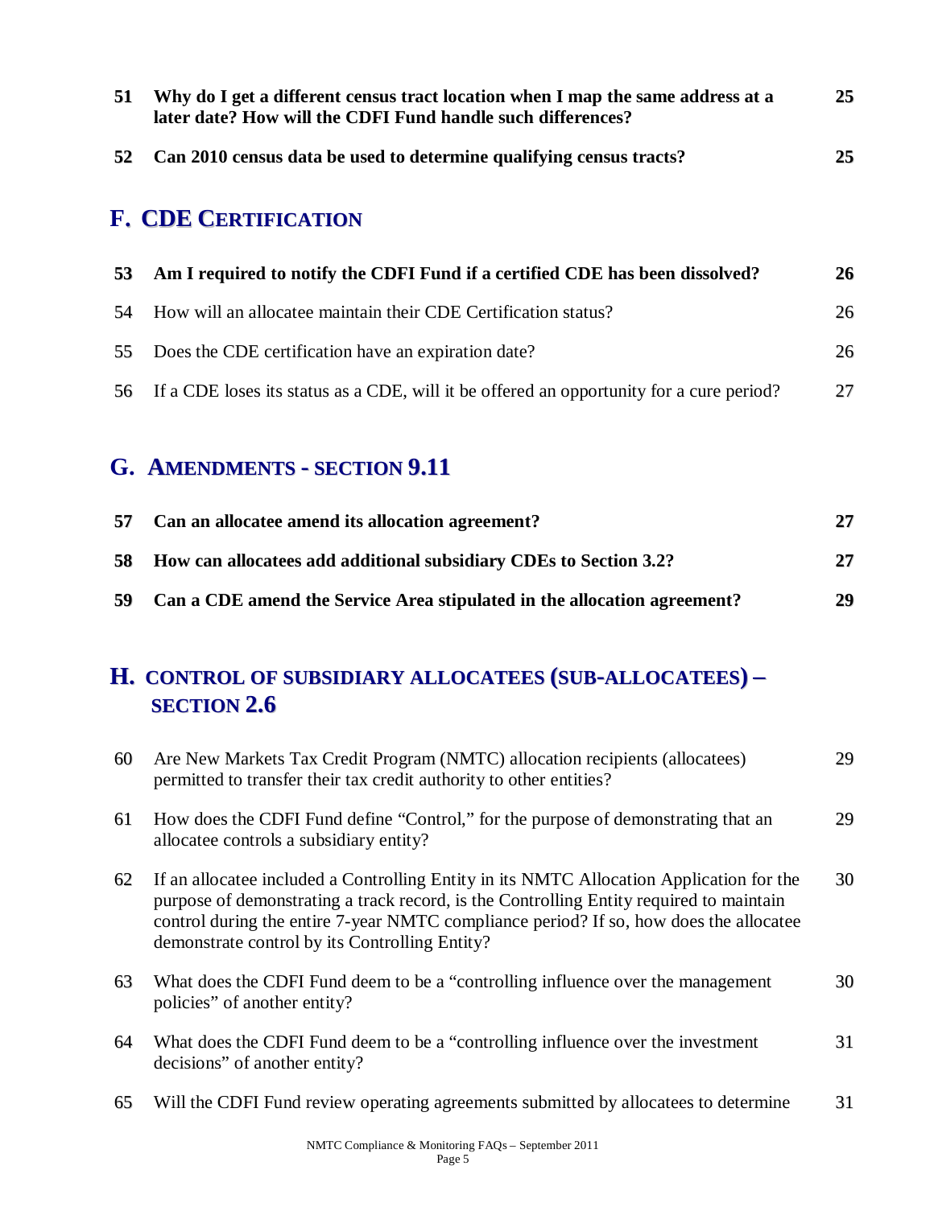| | | |
|---|---|---|
| **51** | **Why do I get a different census tract location when I map the same address at a later date? How will the CDFI Fund handle such differences?** | **25** |
| **52** | **Can 2010 census data be used to determine qualifying census tracts?** | **25** |

## F. CDE CERTIFICATION

| | | |
|---|---|---|
| **53** | **Am I required to notify the CDFI Fund if a certified CDE has been dissolved?** | **26** |
| 54 | How will an allocatee maintain their CDE Certification status? | 26 |
| 55 | Does the CDE certification have an expiration date? | 26 |
| 56 | If a CDE loses its status as a CDE, will it be offered an opportunity for a cure period? | 27 |

## G. AMENDMENTS - SECTION 9.11

| | | |
|---|---|---|
| **57** | **Can an allocatee amend its allocation agreement?** | **27** |
| **58** | **How can allocatees add additional subsidiary CDEs to Section 3.2?** | **27** |
| **59** | **Can a CDE amend the Service Area stipulated in the allocation agreement?** | **29** |

## H. CONTROL OF SUBSIDIARY ALLOCATEES (SUB-ALLOCATEES) – SECTION 2.6

| | | |
|---|---|---|
| 60 | Are New Markets Tax Credit Program (NMTC) allocation recipients (allocatees) permitted to transfer their tax credit authority to other entities? | 29 |
| 61 | How does the CDFI Fund define "Control," for the purpose of demonstrating that an allocatee controls a subsidiary entity? | 29 |
| 62 | If an allocatee included a Controlling Entity in its NMTC Allocation Application for the purpose of demonstrating a track record, is the Controlling Entity required to maintain control during the entire 7-year NMTC compliance period? If so, how does the allocatee demonstrate control by its Controlling Entity? | 30 |
| 63 | What does the CDFI Fund deem to be a "controlling influence over the management policies" of another entity? | 30 |
| 64 | What does the CDFI Fund deem to be a "controlling influence over the investment decisions" of another entity? | 31 |
| 65 | Will the CDFI Fund review operating agreements submitted by allocatees to determine | 31 |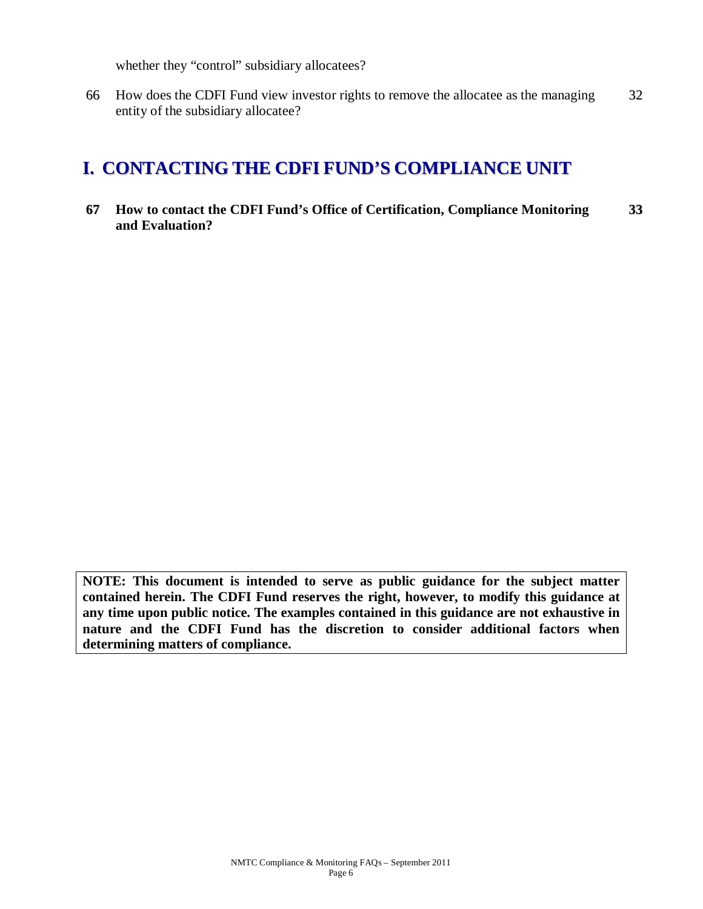whether they "control" subsidiary allocatees?

| | | |
|---|---|---|
| 66 | How does the CDFI Fund view investor rights to remove the allocatee as the managing entity of the subsidiary allocatee? | 32 |

## I. CONTACTING THE CDFI FUND'S COMPLIANCE UNIT

| | | |
|---|---|---|
| **67** | **How to contact the CDFI Fund's Office of Certification, Compliance Monitoring and Evaluation?** | **33** |

**NOTE: This document is intended to serve as public guidance for the subject matter contained herein. The CDFI Fund reserves the right, however, to modify this guidance at any time upon public notice. The examples contained in this guidance are not exhaustive in nature and the CDFI Fund has the discretion to consider additional factors when determining matters of compliance.**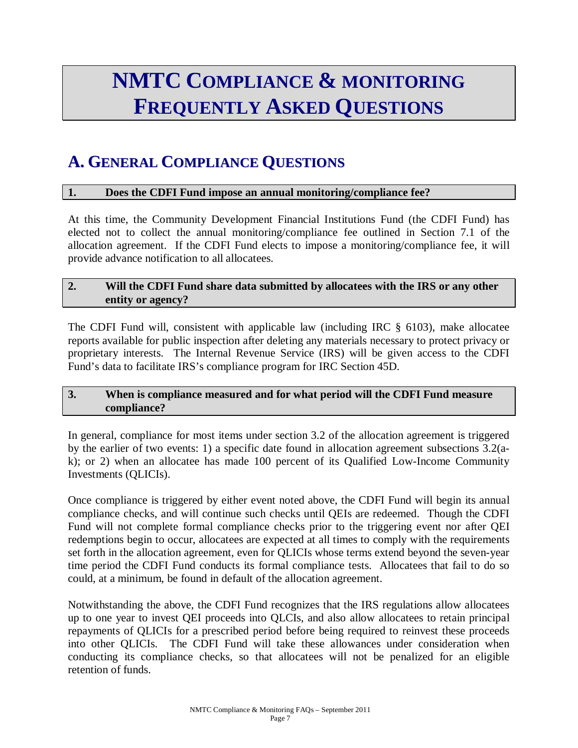# NMTC COMPLIANCE & MONITORING FREQUENTLY ASKED QUESTIONS

## A. GENERAL COMPLIANCE QUESTIONS

### 1. Does the CDFI Fund impose an annual monitoring/compliance fee?

At this time, the Community Development Financial Institutions Fund (the CDFI Fund) has elected not to collect the annual monitoring/compliance fee outlined in Section 7.1 of the allocation agreement. If the CDFI Fund elects to impose a monitoring/compliance fee, it will provide advance notification to all allocatees.

### 2. Will the CDFI Fund share data submitted by allocatees with the IRS or any other entity or agency?

The CDFI Fund will, consistent with applicable law (including IRC § 6103), make allocatee reports available for public inspection after deleting any materials necessary to protect privacy or proprietary interests. The Internal Revenue Service (IRS) will be given access to the CDFI Fund's data to facilitate IRS's compliance program for IRC Section 45D.

### 3. When is compliance measured and for what period will the CDFI Fund measure compliance?

In general, compliance for most items under section 3.2 of the allocation agreement is triggered by the earlier of two events: 1) a specific date found in allocation agreement subsections 3.2(a-k); or 2) when an allocatee has made 100 percent of its Qualified Low-Income Community Investments (QLICIs).

Once compliance is triggered by either event noted above, the CDFI Fund will begin its annual compliance checks, and will continue such checks until QEIs are redeemed. Though the CDFI Fund will not complete formal compliance checks prior to the triggering event nor after QEI redemptions begin to occur, allocatees are expected at all times to comply with the requirements set forth in the allocation agreement, even for QLICIs whose terms extend beyond the seven-year time period the CDFI Fund conducts its formal compliance tests. Allocatees that fail to do so could, at a minimum, be found in default of the allocation agreement.

Notwithstanding the above, the CDFI Fund recognizes that the IRS regulations allow allocatees up to one year to invest QEI proceeds into QLCIs, and also allow allocatees to retain principal repayments of QLICIs for a prescribed period before being required to reinvest these proceeds into other QLICIs. The CDFI Fund will take these allowances under consideration when conducting its compliance checks, so that allocatees will not be penalized for an eligible retention of funds.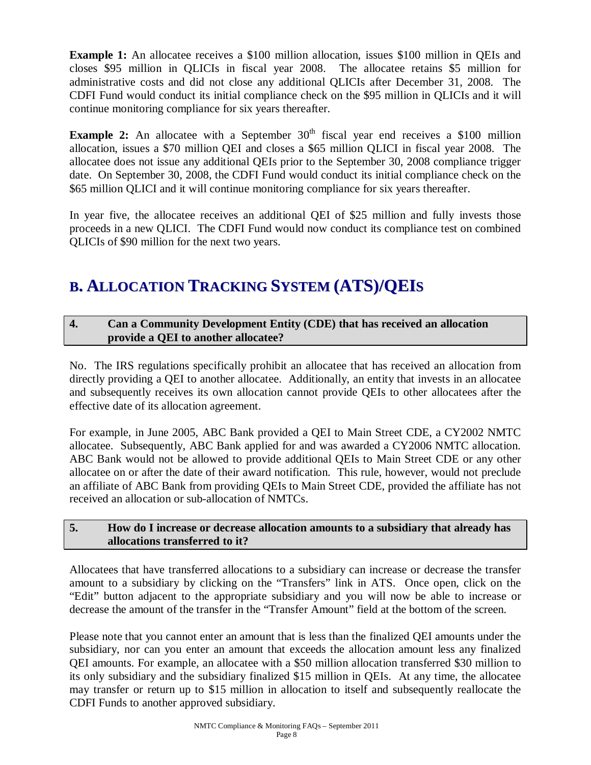**Example 1:** An allocatee receives a $100 million allocation, issues $100 million in QEIs and closes $95 million in QLICIs in fiscal year 2008. The allocatee retains $5 million for administrative costs and did not close any additional QLICIs after December 31, 2008. The CDFI Fund would conduct its initial compliance check on the $95 million in QLICIs and it will continue monitoring compliance for six years thereafter.

**Example 2:** An allocatee with a September 30th fiscal year end receives a $100 million allocation, issues a $70 million QEI and closes a $65 million QLICI in fiscal year 2008. The allocatee does not issue any additional QEIs prior to the September 30, 2008 compliance trigger date. On September 30, 2008, the CDFI Fund would conduct its initial compliance check on the $65 million QLICI and it will continue monitoring compliance for six years thereafter.

In year five, the allocatee receives an additional QEI of $25 million and fully invests those proceeds in a new QLICI. The CDFI Fund would now conduct its compliance test on combined QLICIs of $90 million for the next two years.

## B. ALLOCATION TRACKING SYSTEM (ATS)/QEIS

### 4. Can a Community Development Entity (CDE) that has received an allocation provide a QEI to another allocatee?

No. The IRS regulations specifically prohibit an allocatee that has received an allocation from directly providing a QEI to another allocatee. Additionally, an entity that invests in an allocatee and subsequently receives its own allocation cannot provide QEIs to other allocatees after the effective date of its allocation agreement.

For example, in June 2005, ABC Bank provided a QEI to Main Street CDE, a CY2002 NMTC allocatee. Subsequently, ABC Bank applied for and was awarded a CY2006 NMTC allocation. ABC Bank would not be allowed to provide additional QEIs to Main Street CDE or any other allocatee on or after the date of their award notification. This rule, however, would not preclude an affiliate of ABC Bank from providing QEIs to Main Street CDE, provided the affiliate has not received an allocation or sub-allocation of NMTCs.

### 5. How do I increase or decrease allocation amounts to a subsidiary that already has allocations transferred to it?

Allocatees that have transferred allocations to a subsidiary can increase or decrease the transfer amount to a subsidiary by clicking on the "Transfers" link in ATS. Once open, click on the "Edit" button adjacent to the appropriate subsidiary and you will now be able to increase or decrease the amount of the transfer in the "Transfer Amount" field at the bottom of the screen.

Please note that you cannot enter an amount that is less than the finalized QEI amounts under the subsidiary, nor can you enter an amount that exceeds the allocation amount less any finalized QEI amounts. For example, an allocatee with a $50 million allocation transferred $30 million to its only subsidiary and the subsidiary finalized $15 million in QEIs. At any time, the allocatee may transfer or return up to $15 million in allocation to itself and subsequently reallocate the CDFI Funds to another approved subsidiary.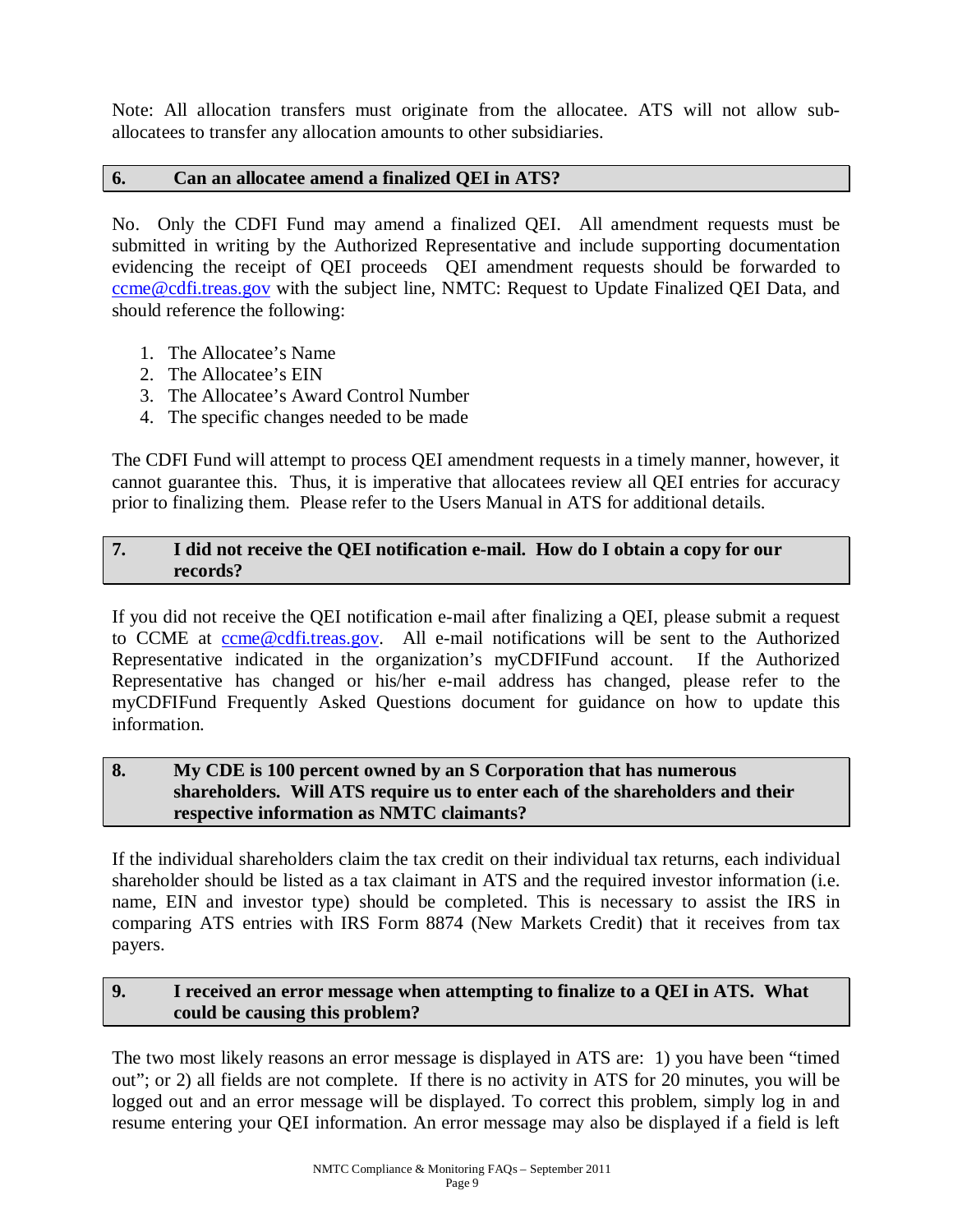Note: All allocation transfers must originate from the allocatee. ATS will not allow sub-allocatees to transfer any allocation amounts to other subsidiaries.

### 6. Can an allocatee amend a finalized QEI in ATS?

No. Only the CDFI Fund may amend a finalized QEI. All amendment requests must be submitted in writing by the Authorized Representative and include supporting documentation evidencing the receipt of QEI proceeds QEI amendment requests should be forwarded to ccme@cdfi.treas.gov with the subject line, NMTC: Request to Update Finalized QEI Data, and should reference the following:

1. The Allocatee's Name
2. The Allocatee's EIN
3. The Allocatee's Award Control Number
4. The specific changes needed to be made

The CDFI Fund will attempt to process QEI amendment requests in a timely manner, however, it cannot guarantee this. Thus, it is imperative that allocatees review all QEI entries for accuracy prior to finalizing them. Please refer to the Users Manual in ATS for additional details.

### 7. I did not receive the QEI notification e-mail. How do I obtain a copy for our records?

If you did not receive the QEI notification e-mail after finalizing a QEI, please submit a request to CCME at ccme@cdfi.treas.gov. All e-mail notifications will be sent to the Authorized Representative indicated in the organization's myCDFIFund account. If the Authorized Representative has changed or his/her e-mail address has changed, please refer to the myCDFIFund Frequently Asked Questions document for guidance on how to update this information.

### 8. My CDE is 100 percent owned by an S Corporation that has numerous shareholders. Will ATS require us to enter each of the shareholders and their respective information as NMTC claimants?

If the individual shareholders claim the tax credit on their individual tax returns, each individual shareholder should be listed as a tax claimant in ATS and the required investor information (i.e. name, EIN and investor type) should be completed. This is necessary to assist the IRS in comparing ATS entries with IRS Form 8874 (New Markets Credit) that it receives from tax payers.

### 9. I received an error message when attempting to finalize to a QEI in ATS. What could be causing this problem?

The two most likely reasons an error message is displayed in ATS are: 1) you have been "timed out"; or 2) all fields are not complete. If there is no activity in ATS for 20 minutes, you will be logged out and an error message will be displayed. To correct this problem, simply log in and resume entering your QEI information. An error message may also be displayed if a field is left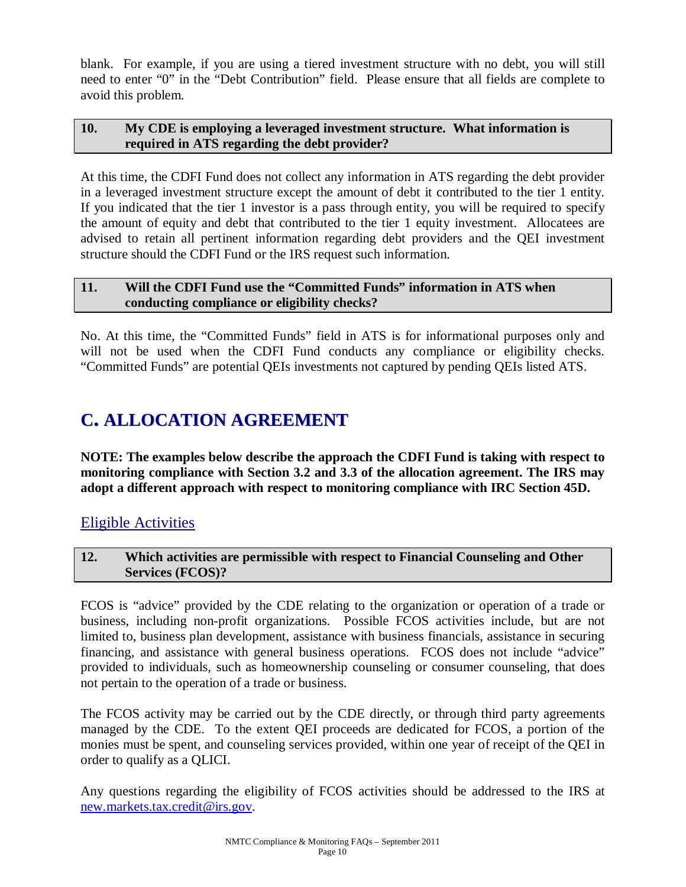blank. For example, if you are using a tiered investment structure with no debt, you will still need to enter "0" in the "Debt Contribution" field. Please ensure that all fields are complete to avoid this problem.

**10. My CDE is employing a leveraged investment structure. What information is required in ATS regarding the debt provider?**

At this time, the CDFI Fund does not collect any information in ATS regarding the debt provider in a leveraged investment structure except the amount of debt it contributed to the tier 1 entity. If you indicated that the tier 1 investor is a pass through entity, you will be required to specify the amount of equity and debt that contributed to the tier 1 equity investment. Allocatees are advised to retain all pertinent information regarding debt providers and the QEI investment structure should the CDFI Fund or the IRS request such information.

**11. Will the CDFI Fund use the "Committed Funds" information in ATS when conducting compliance or eligibility checks?**

No. At this time, the "Committed Funds" field in ATS is for informational purposes only and will not be used when the CDFI Fund conducts any compliance or eligibility checks. "Committed Funds" are potential QEIs investments not captured by pending QEIs listed ATS.

# C. ALLOCATION AGREEMENT

**NOTE: The examples below describe the approach the CDFI Fund is taking with respect to monitoring compliance with Section 3.2 and 3.3 of the allocation agreement. The IRS may adopt a different approach with respect to monitoring compliance with IRC Section 45D.**

## Eligible Activities

**12. Which activities are permissible with respect to Financial Counseling and Other Services (FCOS)?**

FCOS is "advice" provided by the CDE relating to the organization or operation of a trade or business, including non-profit organizations. Possible FCOS activities include, but are not limited to, business plan development, assistance with business financials, assistance in securing financing, and assistance with general business operations. FCOS does not include "advice" provided to individuals, such as homeownership counseling or consumer counseling, that does not pertain to the operation of a trade or business.

The FCOS activity may be carried out by the CDE directly, or through third party agreements managed by the CDE. To the extent QEI proceeds are dedicated for FCOS, a portion of the monies must be spent, and counseling services provided, within one year of receipt of the QEI in order to qualify as a QLICI.

Any questions regarding the eligibility of FCOS activities should be addressed to the IRS at new.markets.tax.credit@irs.gov.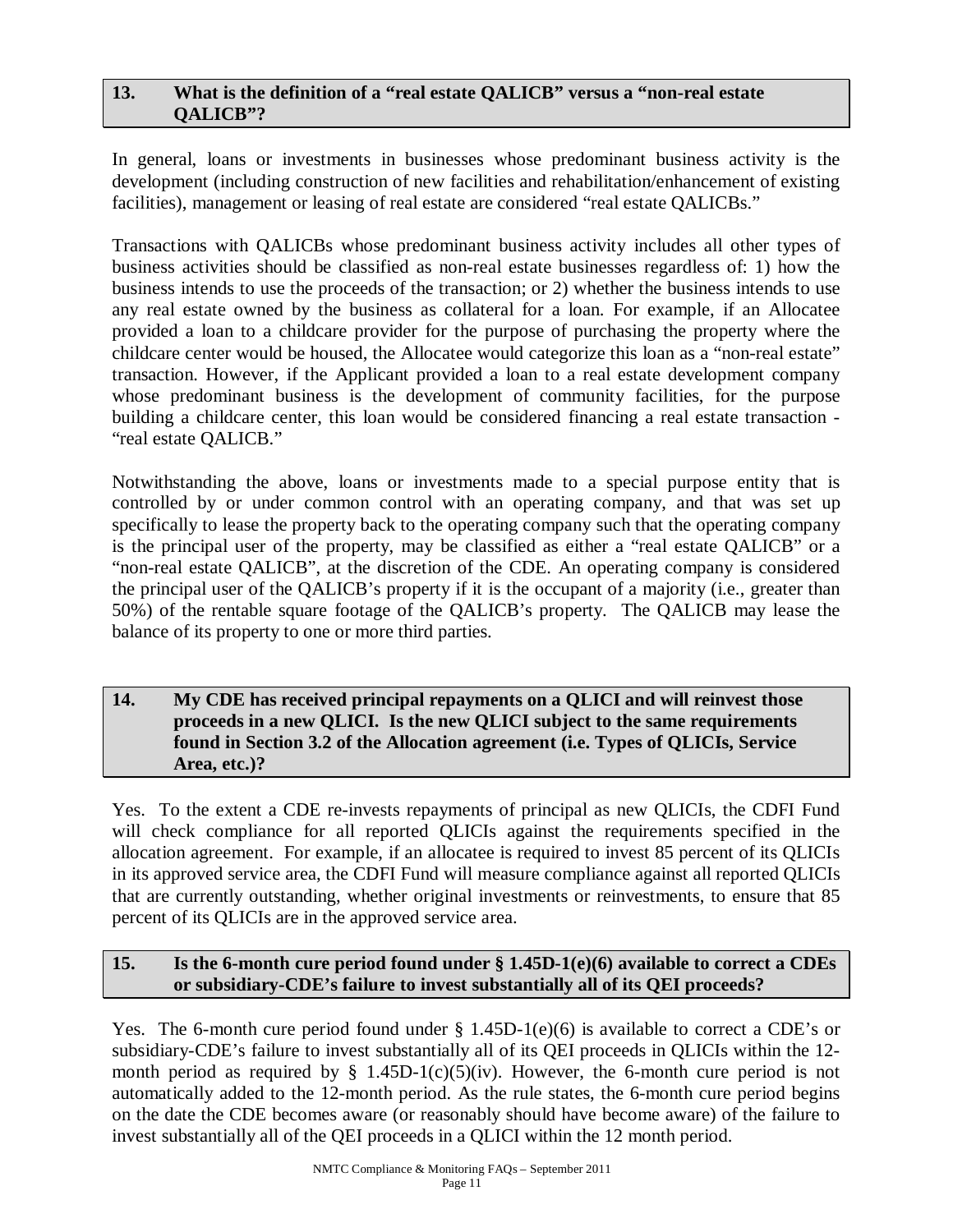### 13. What is the definition of a "real estate QALICB" versus a "non-real estate QALICB"?

In general, loans or investments in businesses whose predominant business activity is the development (including construction of new facilities and rehabilitation/enhancement of existing facilities), management or leasing of real estate are considered "real estate QALICBs."

Transactions with QALICBs whose predominant business activity includes all other types of business activities should be classified as non-real estate businesses regardless of: 1) how the business intends to use the proceeds of the transaction; or 2) whether the business intends to use any real estate owned by the business as collateral for a loan. For example, if an Allocatee provided a loan to a childcare provider for the purpose of purchasing the property where the childcare center would be housed, the Allocatee would categorize this loan as a "non-real estate" transaction. However, if the Applicant provided a loan to a real estate development company whose predominant business is the development of community facilities, for the purpose building a childcare center, this loan would be considered financing a real estate transaction - "real estate QALICB."

Notwithstanding the above, loans or investments made to a special purpose entity that is controlled by or under common control with an operating company, and that was set up specifically to lease the property back to the operating company such that the operating company is the principal user of the property, may be classified as either a "real estate QALICB" or a "non-real estate QALICB", at the discretion of the CDE. An operating company is considered the principal user of the QALICB's property if it is the occupant of a majority (i.e., greater than 50%) of the rentable square footage of the QALICB's property. The QALICB may lease the balance of its property to one or more third parties.

### 14. My CDE has received principal repayments on a QLICI and will reinvest those proceeds in a new QLICI. Is the new QLICI subject to the same requirements found in Section 3.2 of the Allocation agreement (i.e. Types of QLICIs, Service Area, etc.)?

Yes. To the extent a CDE re-invests repayments of principal as new QLICIs, the CDFI Fund will check compliance for all reported QLICIs against the requirements specified in the allocation agreement. For example, if an allocatee is required to invest 85 percent of its QLICIs in its approved service area, the CDFI Fund will measure compliance against all reported QLICIs that are currently outstanding, whether original investments or reinvestments, to ensure that 85 percent of its QLICIs are in the approved service area.

### 15. Is the 6-month cure period found under § 1.45D-1(e)(6) available to correct a CDEs or subsidiary-CDE's failure to invest substantially all of its QEI proceeds?

Yes. The 6-month cure period found under § 1.45D-1(e)(6) is available to correct a CDE's or subsidiary-CDE's failure to invest substantially all of its QEI proceeds in QLICIs within the 12-month period as required by § 1.45D-1(c)(5)(iv). However, the 6-month cure period is not automatically added to the 12-month period. As the rule states, the 6-month cure period begins on the date the CDE becomes aware (or reasonably should have become aware) of the failure to invest substantially all of the QEI proceeds in a QLICI within the 12 month period.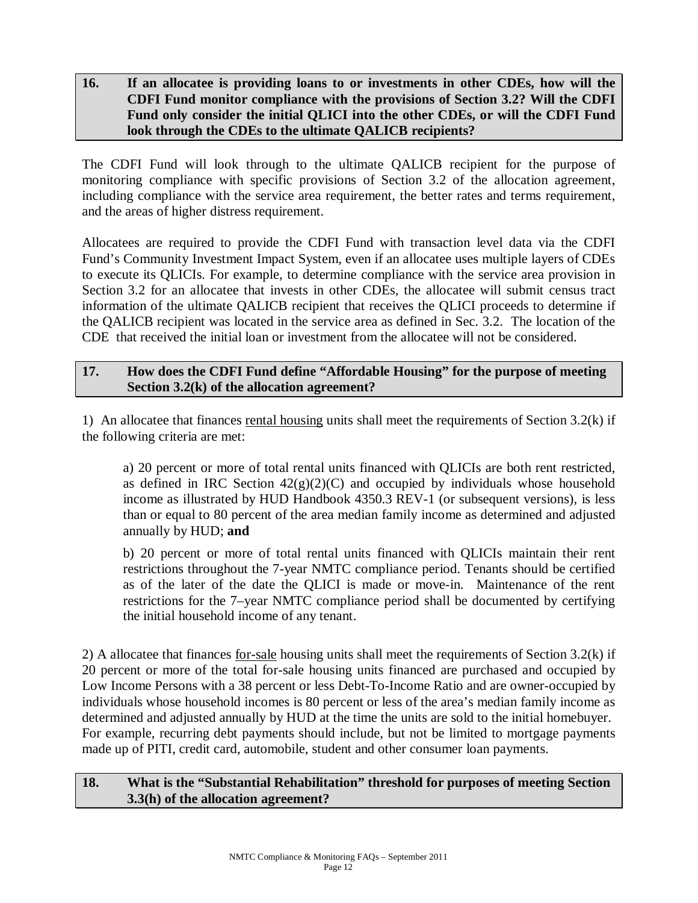**16. If an allocatee is providing loans to or investments in other CDEs, how will the CDFI Fund monitor compliance with the provisions of Section 3.2? Will the CDFI Fund only consider the initial QLICI into the other CDEs, or will the CDFI Fund look through the CDEs to the ultimate QALICB recipients?**

The CDFI Fund will look through to the ultimate QALICB recipient for the purpose of monitoring compliance with specific provisions of Section 3.2 of the allocation agreement, including compliance with the service area requirement, the better rates and terms requirement, and the areas of higher distress requirement.

Allocatees are required to provide the CDFI Fund with transaction level data via the CDFI Fund's Community Investment Impact System, even if an allocatee uses multiple layers of CDEs to execute its QLICIs. For example, to determine compliance with the service area provision in Section 3.2 for an allocatee that invests in other CDEs, the allocatee will submit census tract information of the ultimate QALICB recipient that receives the QLICI proceeds to determine if the QALICB recipient was located in the service area as defined in Sec. 3.2. The location of the CDE that received the initial loan or investment from the allocatee will not be considered.

**17. How does the CDFI Fund define "Affordable Housing" for the purpose of meeting Section 3.2(k) of the allocation agreement?**

1) An allocatee that finances <u>rental housing</u> units shall meet the requirements of Section 3.2(k) if the following criteria are met:

> a) 20 percent or more of total rental units financed with QLICIs are both rent restricted, as defined in IRC Section 42(g)(2)(C) and occupied by individuals whose household income as illustrated by HUD Handbook 4350.3 REV-1 (or subsequent versions), is less than or equal to 80 percent of the area median family income as determined and adjusted annually by HUD; **and**
>
> b) 20 percent or more of total rental units financed with QLICIs maintain their rent restrictions throughout the 7-year NMTC compliance period. Tenants should be certified as of the later of the date the QLICI is made or move-in. Maintenance of the rent restrictions for the 7–year NMTC compliance period shall be documented by certifying the initial household income of any tenant.

2) A allocatee that finances <u>for-sale</u> housing units shall meet the requirements of Section 3.2(k) if 20 percent or more of the total for-sale housing units financed are purchased and occupied by Low Income Persons with a 38 percent or less Debt-To-Income Ratio and are owner-occupied by individuals whose household incomes is 80 percent or less of the area's median family income as determined and adjusted annually by HUD at the time the units are sold to the initial homebuyer. For example, recurring debt payments should include, but not be limited to mortgage payments made up of PITI, credit card, automobile, student and other consumer loan payments.

**18. What is the "Substantial Rehabilitation" threshold for purposes of meeting Section 3.3(h) of the allocation agreement?**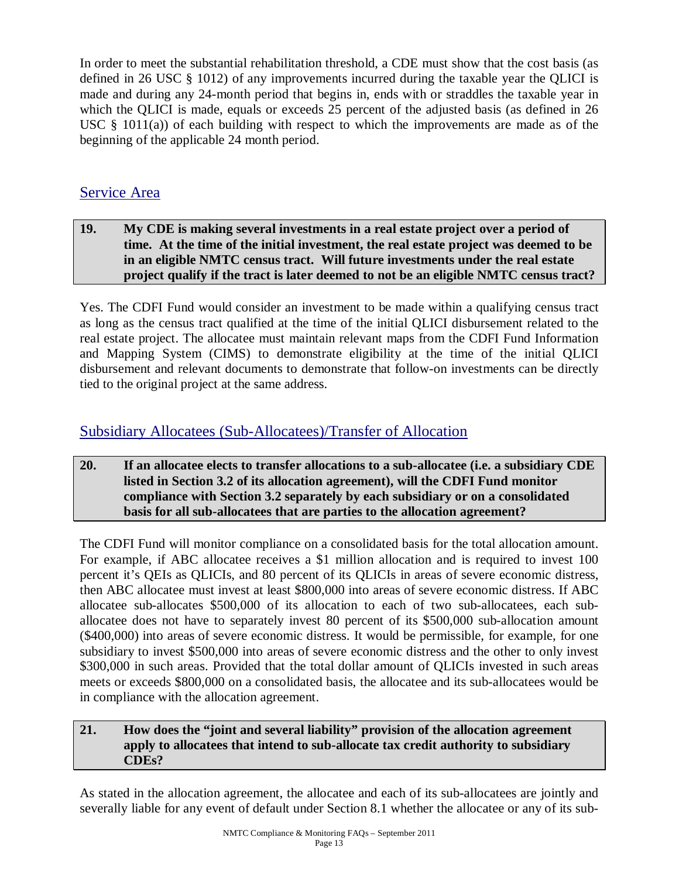In order to meet the substantial rehabilitation threshold, a CDE must show that the cost basis (as defined in 26 USC § 1012) of any improvements incurred during the taxable year the QLICI is made and during any 24-month period that begins in, ends with or straddles the taxable year in which the QLICI is made, equals or exceeds 25 percent of the adjusted basis (as defined in 26 USC § 1011(a)) of each building with respect to which the improvements are made as of the beginning of the applicable 24 month period.

## Service Area

**19. My CDE is making several investments in a real estate project over a period of time. At the time of the initial investment, the real estate project was deemed to be in an eligible NMTC census tract. Will future investments under the real estate project qualify if the tract is later deemed to not be an eligible NMTC census tract?**

Yes. The CDFI Fund would consider an investment to be made within a qualifying census tract as long as the census tract qualified at the time of the initial QLICI disbursement related to the real estate project. The allocatee must maintain relevant maps from the CDFI Fund Information and Mapping System (CIMS) to demonstrate eligibility at the time of the initial QLICI disbursement and relevant documents to demonstrate that follow-on investments can be directly tied to the original project at the same address.

## Subsidiary Allocatees (Sub-Allocatees)/Transfer of Allocation

**20. If an allocatee elects to transfer allocations to a sub-allocatee (i.e. a subsidiary CDE listed in Section 3.2 of its allocation agreement), will the CDFI Fund monitor compliance with Section 3.2 separately by each subsidiary or on a consolidated basis for all sub-allocatees that are parties to the allocation agreement?**

The CDFI Fund will monitor compliance on a consolidated basis for the total allocation amount. For example, if ABC allocatee receives a $1 million allocation and is required to invest 100 percent it's QEIs as QLICIs, and 80 percent of its QLICIs in areas of severe economic distress, then ABC allocatee must invest at least $800,000 into areas of severe economic distress. If ABC allocatee sub-allocates $500,000 of its allocation to each of two sub-allocatees, each sub-allocatee does not have to separately invest 80 percent of its $500,000 sub-allocation amount ($400,000) into areas of severe economic distress. It would be permissible, for example, for one subsidiary to invest $500,000 into areas of severe economic distress and the other to only invest $300,000 in such areas. Provided that the total dollar amount of QLICIs invested in such areas meets or exceeds $800,000 on a consolidated basis, the allocatee and its sub-allocatees would be in compliance with the allocation agreement.

**21. How does the "joint and several liability" provision of the allocation agreement apply to allocatees that intend to sub-allocate tax credit authority to subsidiary CDEs?**

As stated in the allocation agreement, the allocatee and each of its sub-allocatees are jointly and severally liable for any event of default under Section 8.1 whether the allocatee or any of its sub-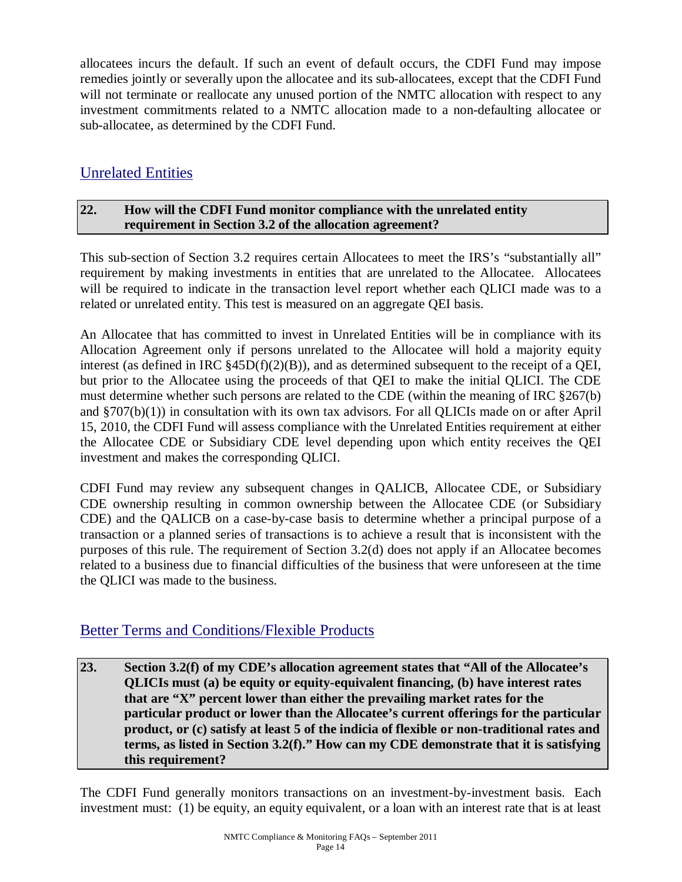allocatees incurs the default. If such an event of default occurs, the CDFI Fund may impose remedies jointly or severally upon the allocatee and its sub-allocatees, except that the CDFI Fund will not terminate or reallocate any unused portion of the NMTC allocation with respect to any investment commitments related to a NMTC allocation made to a non-defaulting allocatee or sub-allocatee, as determined by the CDFI Fund.

## Unrelated Entities

**22. How will the CDFI Fund monitor compliance with the unrelated entity requirement in Section 3.2 of the allocation agreement?**

This sub-section of Section 3.2 requires certain Allocatees to meet the IRS's "substantially all" requirement by making investments in entities that are unrelated to the Allocatee. Allocatees will be required to indicate in the transaction level report whether each QLICI made was to a related or unrelated entity. This test is measured on an aggregate QEI basis.

An Allocatee that has committed to invest in Unrelated Entities will be in compliance with its Allocation Agreement only if persons unrelated to the Allocatee will hold a majority equity interest (as defined in IRC §45D(f)(2)(B)), and as determined subsequent to the receipt of a QEI, but prior to the Allocatee using the proceeds of that QEI to make the initial QLICI. The CDE must determine whether such persons are related to the CDE (within the meaning of IRC §267(b) and §707(b)(1)) in consultation with its own tax advisors. For all QLICIs made on or after April 15, 2010, the CDFI Fund will assess compliance with the Unrelated Entities requirement at either the Allocatee CDE or Subsidiary CDE level depending upon which entity receives the QEI investment and makes the corresponding QLICI.

CDFI Fund may review any subsequent changes in QALICB, Allocatee CDE, or Subsidiary CDE ownership resulting in common ownership between the Allocatee CDE (or Subsidiary CDE) and the QALICB on a case-by-case basis to determine whether a principal purpose of a transaction or a planned series of transactions is to achieve a result that is inconsistent with the purposes of this rule. The requirement of Section 3.2(d) does not apply if an Allocatee becomes related to a business due to financial difficulties of the business that were unforeseen at the time the QLICI was made to the business.

## Better Terms and Conditions/Flexible Products

**23. Section 3.2(f) of my CDE's allocation agreement states that "All of the Allocatee's QLICIs must (a) be equity or equity-equivalent financing, (b) have interest rates that are "X" percent lower than either the prevailing market rates for the particular product or lower than the Allocatee's current offerings for the particular product, or (c) satisfy at least 5 of the indicia of flexible or non-traditional rates and terms, as listed in Section 3.2(f)." How can my CDE demonstrate that it is satisfying this requirement?**

The CDFI Fund generally monitors transactions on an investment-by-investment basis. Each investment must: (1) be equity, an equity equivalent, or a loan with an interest rate that is at least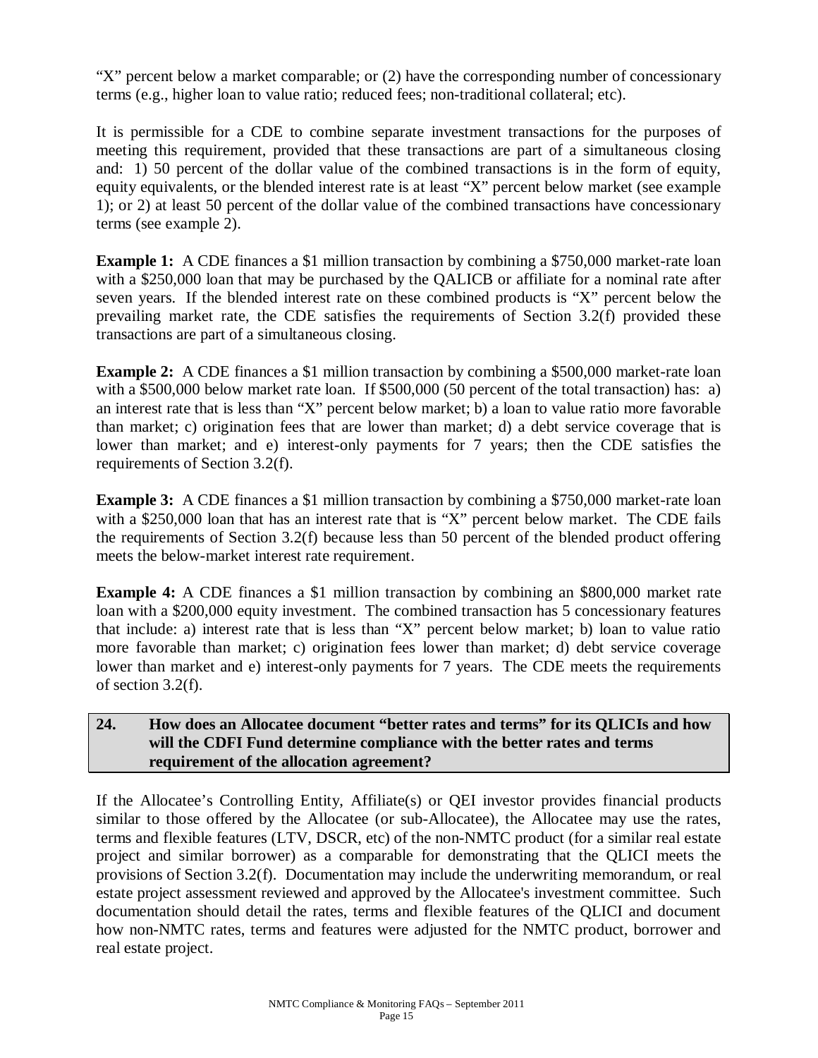"X" percent below a market comparable; or (2) have the corresponding number of concessionary terms (e.g., higher loan to value ratio; reduced fees; non-traditional collateral; etc).

It is permissible for a CDE to combine separate investment transactions for the purposes of meeting this requirement, provided that these transactions are part of a simultaneous closing and: 1) 50 percent of the dollar value of the combined transactions is in the form of equity, equity equivalents, or the blended interest rate is at least "X" percent below market (see example 1); or 2) at least 50 percent of the dollar value of the combined transactions have concessionary terms (see example 2).

**Example 1:** A CDE finances a $1 million transaction by combining a $750,000 market-rate loan with a $250,000 loan that may be purchased by the QALICB or affiliate for a nominal rate after seven years. If the blended interest rate on these combined products is "X" percent below the prevailing market rate, the CDE satisfies the requirements of Section 3.2(f) provided these transactions are part of a simultaneous closing.

**Example 2:** A CDE finances a $1 million transaction by combining a $500,000 market-rate loan with a $500,000 below market rate loan. If $500,000 (50 percent of the total transaction) has: a) an interest rate that is less than "X" percent below market; b) a loan to value ratio more favorable than market; c) origination fees that are lower than market; d) a debt service coverage that is lower than market; and e) interest-only payments for 7 years; then the CDE satisfies the requirements of Section 3.2(f).

**Example 3:** A CDE finances a $1 million transaction by combining a $750,000 market-rate loan with a $250,000 loan that has an interest rate that is "X" percent below market. The CDE fails the requirements of Section 3.2(f) because less than 50 percent of the blended product offering meets the below-market interest rate requirement.

**Example 4:** A CDE finances a $1 million transaction by combining an $800,000 market rate loan with a $200,000 equity investment. The combined transaction has 5 concessionary features that include: a) interest rate that is less than "X" percent below market; b) loan to value ratio more favorable than market; c) origination fees lower than market; d) debt service coverage lower than market and e) interest-only payments for 7 years. The CDE meets the requirements of section 3.2(f).

### 24. How does an Allocatee document "better rates and terms" for its QLICIs and how will the CDFI Fund determine compliance with the better rates and terms requirement of the allocation agreement?

If the Allocatee's Controlling Entity, Affiliate(s) or QEI investor provides financial products similar to those offered by the Allocatee (or sub-Allocatee), the Allocatee may use the rates, terms and flexible features (LTV, DSCR, etc) of the non-NMTC product (for a similar real estate project and similar borrower) as a comparable for demonstrating that the QLICI meets the provisions of Section 3.2(f). Documentation may include the underwriting memorandum, or real estate project assessment reviewed and approved by the Allocatee's investment committee. Such documentation should detail the rates, terms and flexible features of the QLICI and document how non-NMTC rates, terms and features were adjusted for the NMTC product, borrower and real estate project.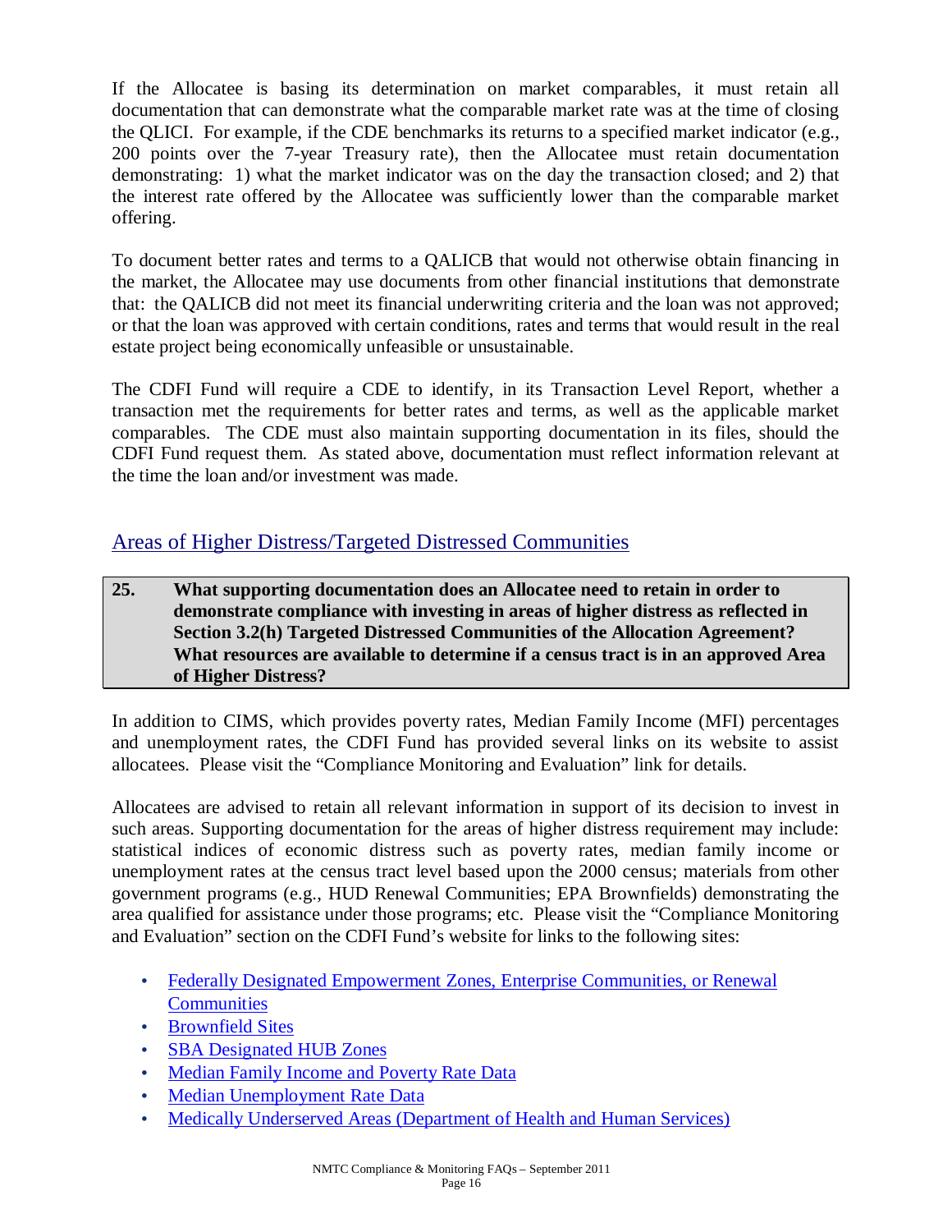If the Allocatee is basing its determination on market comparables, it must retain all documentation that can demonstrate what the comparable market rate was at the time of closing the QLICI. For example, if the CDE benchmarks its returns to a specified market indicator (e.g., 200 points over the 7-year Treasury rate), then the Allocatee must retain documentation demonstrating: 1) what the market indicator was on the day the transaction closed; and 2) that the interest rate offered by the Allocatee was sufficiently lower than the comparable market offering.

To document better rates and terms to a QALICB that would not otherwise obtain financing in the market, the Allocatee may use documents from other financial institutions that demonstrate that: the QALICB did not meet its financial underwriting criteria and the loan was not approved; or that the loan was approved with certain conditions, rates and terms that would result in the real estate project being economically unfeasible or unsustainable.

The CDFI Fund will require a CDE to identify, in its Transaction Level Report, whether a transaction met the requirements for better rates and terms, as well as the applicable market comparables. The CDE must also maintain supporting documentation in its files, should the CDFI Fund request them. As stated above, documentation must reflect information relevant at the time the loan and/or investment was made.

## Areas of Higher Distress/Targeted Distressed Communities

**25. What supporting documentation does an Allocatee need to retain in order to demonstrate compliance with investing in areas of higher distress as reflected in Section 3.2(h) Targeted Distressed Communities of the Allocation Agreement? What resources are available to determine if a census tract is in an approved Area of Higher Distress?**

In addition to CIMS, which provides poverty rates, Median Family Income (MFI) percentages and unemployment rates, the CDFI Fund has provided several links on its website to assist allocatees. Please visit the "Compliance Monitoring and Evaluation" link for details.

Allocatees are advised to retain all relevant information in support of its decision to invest in such areas. Supporting documentation for the areas of higher distress requirement may include: statistical indices of economic distress such as poverty rates, median family income or unemployment rates at the census tract level based upon the 2000 census; materials from other government programs (e.g., HUD Renewal Communities; EPA Brownfields) demonstrating the area qualified for assistance under those programs; etc. Please visit the "Compliance Monitoring and Evaluation" section on the CDFI Fund's website for links to the following sites:

- Federally Designated Empowerment Zones, Enterprise Communities, or Renewal Communities
- Brownfield Sites
- SBA Designated HUB Zones
- Median Family Income and Poverty Rate Data
- Median Unemployment Rate Data
- Medically Underserved Areas (Department of Health and Human Services)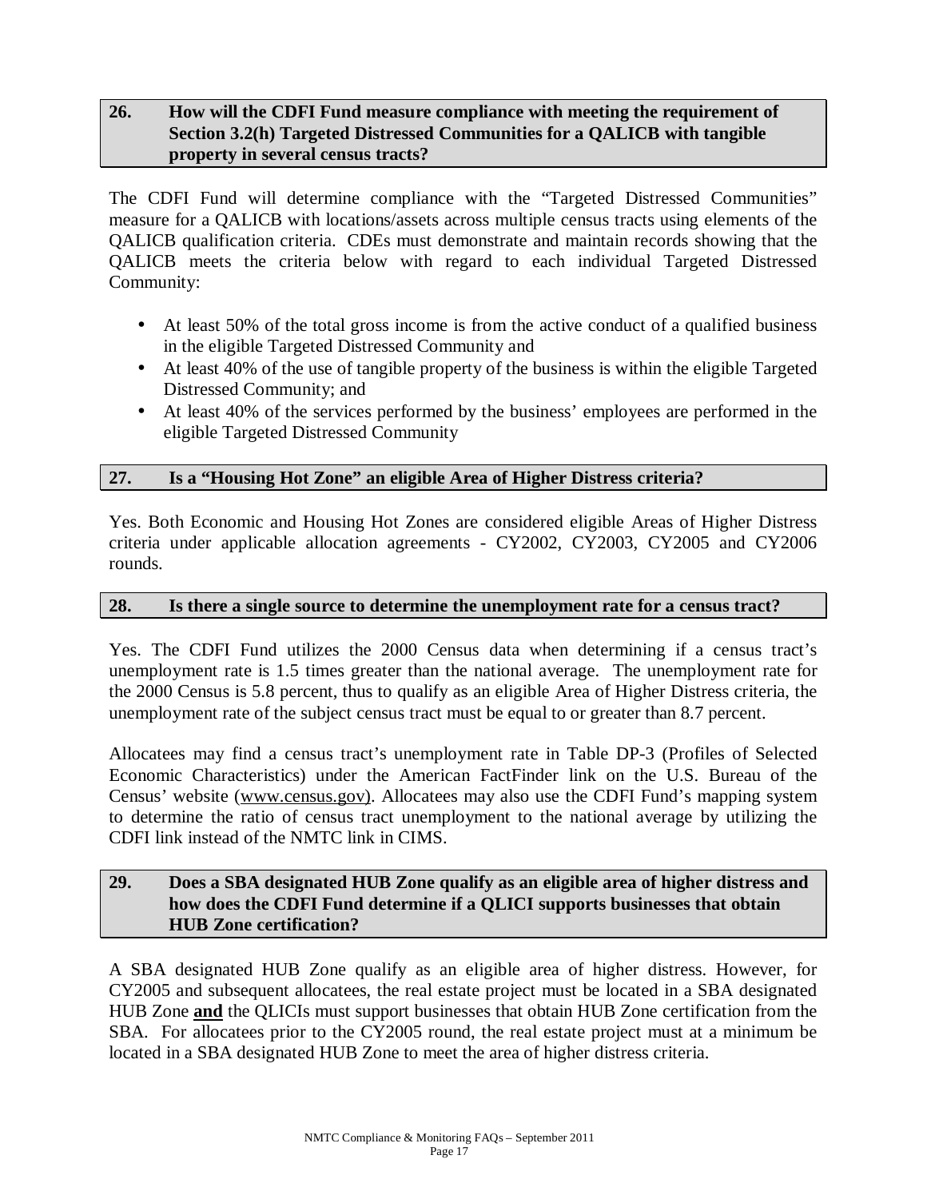**26. How will the CDFI Fund measure compliance with meeting the requirement of Section 3.2(h) Targeted Distressed Communities for a QALICB with tangible property in several census tracts?**

The CDFI Fund will determine compliance with the "Targeted Distressed Communities" measure for a QALICB with locations/assets across multiple census tracts using elements of the QALICB qualification criteria. CDEs must demonstrate and maintain records showing that the QALICB meets the criteria below with regard to each individual Targeted Distressed Community:

- At least 50% of the total gross income is from the active conduct of a qualified business in the eligible Targeted Distressed Community and
- At least 40% of the use of tangible property of the business is within the eligible Targeted Distressed Community; and
- At least 40% of the services performed by the business' employees are performed in the eligible Targeted Distressed Community

**27. Is a "Housing Hot Zone" an eligible Area of Higher Distress criteria?**

Yes. Both Economic and Housing Hot Zones are considered eligible Areas of Higher Distress criteria under applicable allocation agreements - CY2002, CY2003, CY2005 and CY2006 rounds.

**28. Is there a single source to determine the unemployment rate for a census tract?**

Yes. The CDFI Fund utilizes the 2000 Census data when determining if a census tract's unemployment rate is 1.5 times greater than the national average. The unemployment rate for the 2000 Census is 5.8 percent, thus to qualify as an eligible Area of Higher Distress criteria, the unemployment rate of the subject census tract must be equal to or greater than 8.7 percent.

Allocatees may find a census tract's unemployment rate in Table DP-3 (Profiles of Selected Economic Characteristics) under the American FactFinder link on the U.S. Bureau of the Census' website (www.census.gov). Allocatees may also use the CDFI Fund's mapping system to determine the ratio of census tract unemployment to the national average by utilizing the CDFI link instead of the NMTC link in CIMS.

**29. Does a SBA designated HUB Zone qualify as an eligible area of higher distress and how does the CDFI Fund determine if a QLICI supports businesses that obtain HUB Zone certification?**

A SBA designated HUB Zone qualify as an eligible area of higher distress. However, for CY2005 and subsequent allocatees, the real estate project must be located in a SBA designated HUB Zone **and** the QLICIs must support businesses that obtain HUB Zone certification from the SBA. For allocatees prior to the CY2005 round, the real estate project must at a minimum be located in a SBA designated HUB Zone to meet the area of higher distress criteria.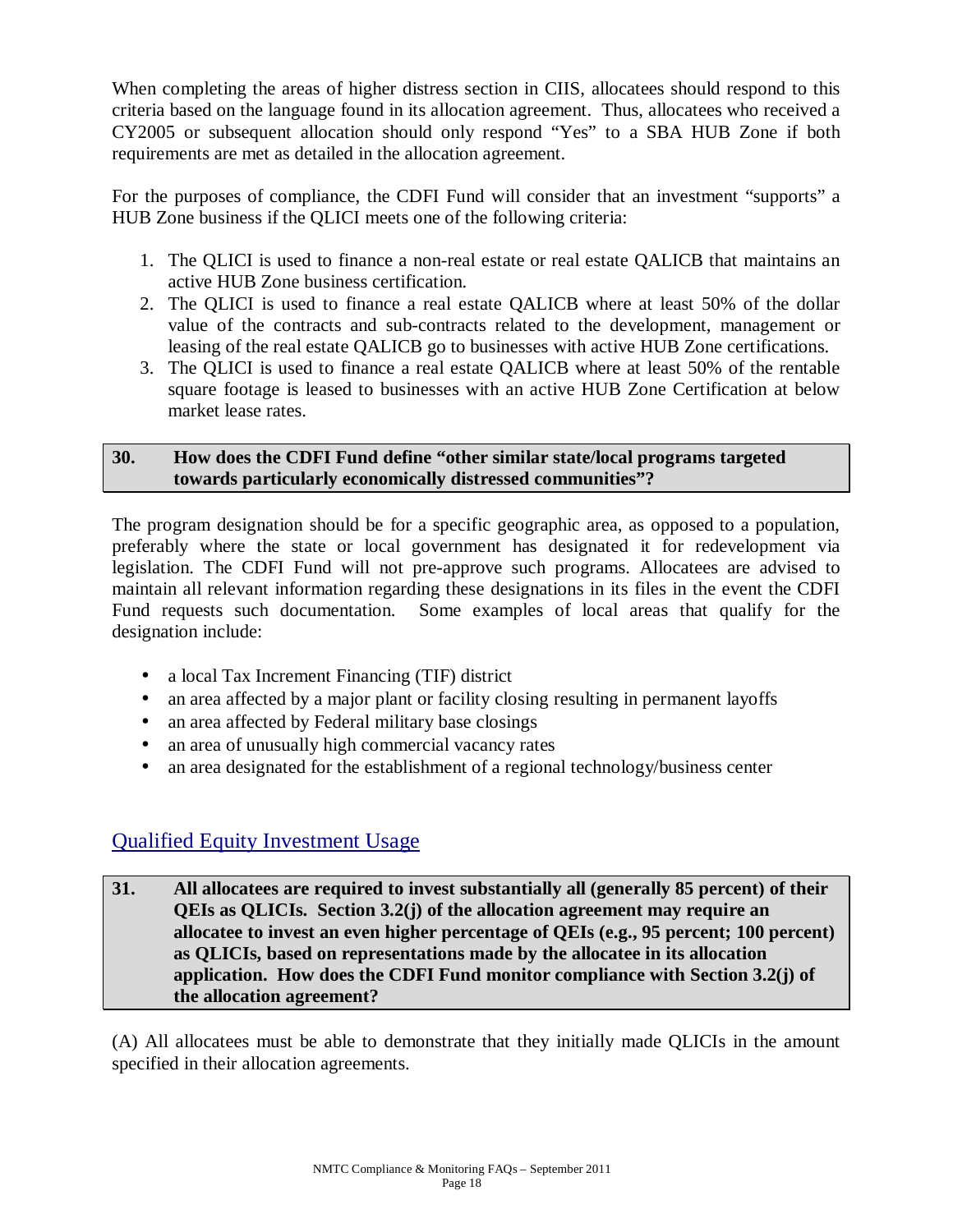When completing the areas of higher distress section in CIIS, allocatees should respond to this criteria based on the language found in its allocation agreement. Thus, allocatees who received a CY2005 or subsequent allocation should only respond "Yes" to a SBA HUB Zone if both requirements are met as detailed in the allocation agreement.

For the purposes of compliance, the CDFI Fund will consider that an investment "supports" a HUB Zone business if the QLICI meets one of the following criteria:

1. The QLICI is used to finance a non-real estate or real estate QALICB that maintains an active HUB Zone business certification.
2. The QLICI is used to finance a real estate QALICB where at least 50% of the dollar value of the contracts and sub-contracts related to the development, management or leasing of the real estate QALICB go to businesses with active HUB Zone certifications.
3. The QLICI is used to finance a real estate QALICB where at least 50% of the rentable square footage is leased to businesses with an active HUB Zone Certification at below market lease rates.

**30. How does the CDFI Fund define "other similar state/local programs targeted towards particularly economically distressed communities"?**

The program designation should be for a specific geographic area, as opposed to a population, preferably where the state or local government has designated it for redevelopment via legislation. The CDFI Fund will not pre-approve such programs. Allocatees are advised to maintain all relevant information regarding these designations in its files in the event the CDFI Fund requests such documentation. Some examples of local areas that qualify for the designation include:

- a local Tax Increment Financing (TIF) district
- an area affected by a major plant or facility closing resulting in permanent layoffs
- an area affected by Federal military base closings
- an area of unusually high commercial vacancy rates
- an area designated for the establishment of a regional technology/business center

## Qualified Equity Investment Usage

**31. All allocatees are required to invest substantially all (generally 85 percent) of their QEIs as QLICIs. Section 3.2(j) of the allocation agreement may require an allocatee to invest an even higher percentage of QEIs (e.g., 95 percent; 100 percent) as QLICIs, based on representations made by the allocatee in its allocation application. How does the CDFI Fund monitor compliance with Section 3.2(j) of the allocation agreement?**

(A) All allocatees must be able to demonstrate that they initially made QLICIs in the amount specified in their allocation agreements.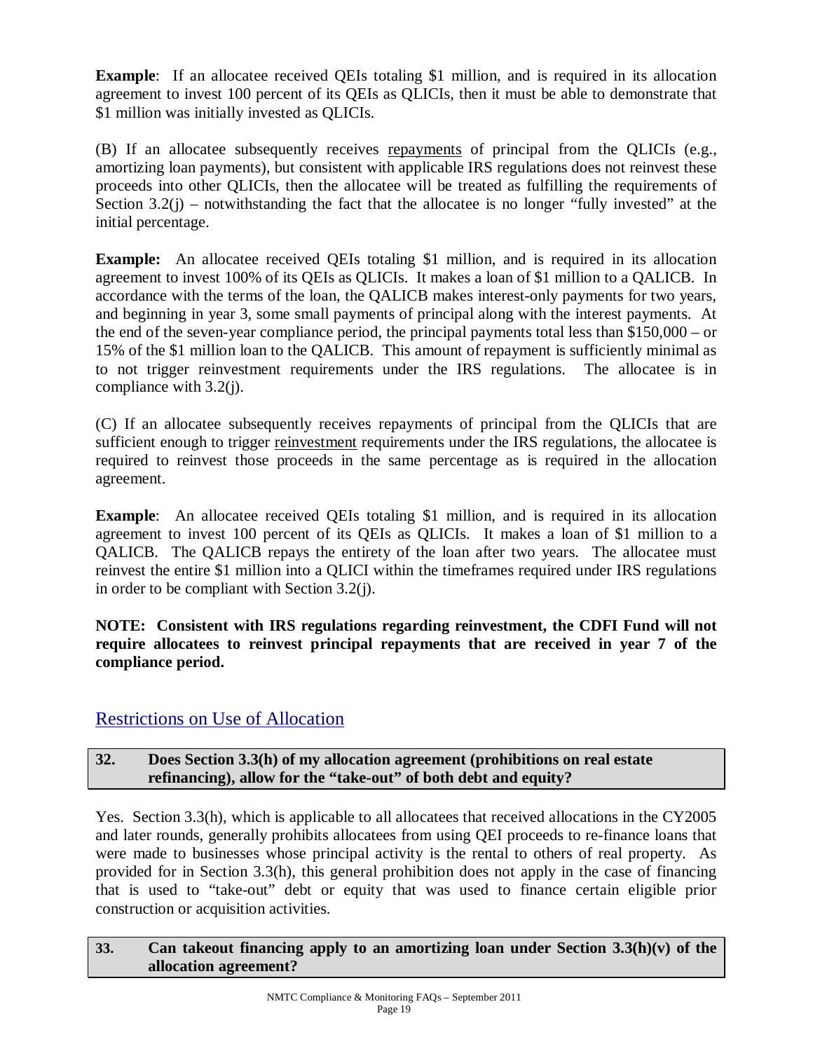**Example**: If an allocatee received QEIs totaling $1 million, and is required in its allocation agreement to invest 100 percent of its QEIs as QLICIs, then it must be able to demonstrate that $1 million was initially invested as QLICIs.

(B) If an allocatee subsequently receives repayments of principal from the QLICIs (e.g., amortizing loan payments), but consistent with applicable IRS regulations does not reinvest these proceeds into other QLICIs, then the allocatee will be treated as fulfilling the requirements of Section 3.2(j) – notwithstanding the fact that the allocatee is no longer "fully invested" at the initial percentage.

**Example:** An allocatee received QEIs totaling $1 million, and is required in its allocation agreement to invest 100% of its QEIs as QLICIs. It makes a loan of $1 million to a QALICB. In accordance with the terms of the loan, the QALICB makes interest-only payments for two years, and beginning in year 3, some small payments of principal along with the interest payments. At the end of the seven-year compliance period, the principal payments total less than $150,000 – or 15% of the $1 million loan to the QALICB. This amount of repayment is sufficiently minimal as to not trigger reinvestment requirements under the IRS regulations. The allocatee is in compliance with 3.2(j).

(C) If an allocatee subsequently receives repayments of principal from the QLICIs that are sufficient enough to trigger reinvestment requirements under the IRS regulations, the allocatee is required to reinvest those proceeds in the same percentage as is required in the allocation agreement.

**Example**: An allocatee received QEIs totaling $1 million, and is required in its allocation agreement to invest 100 percent of its QEIs as QLICIs. It makes a loan of $1 million to a QALICB. The QALICB repays the entirety of the loan after two years. The allocatee must reinvest the entire $1 million into a QLICI within the timeframes required under IRS regulations in order to be compliant with Section 3.2(j).

**NOTE: Consistent with IRS regulations regarding reinvestment, the CDFI Fund will not require allocatees to reinvest principal repayments that are received in year 7 of the compliance period.**

## Restrictions on Use of Allocation

**32. Does Section 3.3(h) of my allocation agreement (prohibitions on real estate refinancing), allow for the "take-out" of both debt and equity?**

Yes. Section 3.3(h), which is applicable to all allocatees that received allocations in the CY2005 and later rounds, generally prohibits allocatees from using QEI proceeds to re-finance loans that were made to businesses whose principal activity is the rental to others of real property. As provided for in Section 3.3(h), this general prohibition does not apply in the case of financing that is used to "take-out" debt or equity that was used to finance certain eligible prior construction or acquisition activities.

**33. Can takeout financing apply to an amortizing loan under Section 3.3(h)(v) of the allocation agreement?**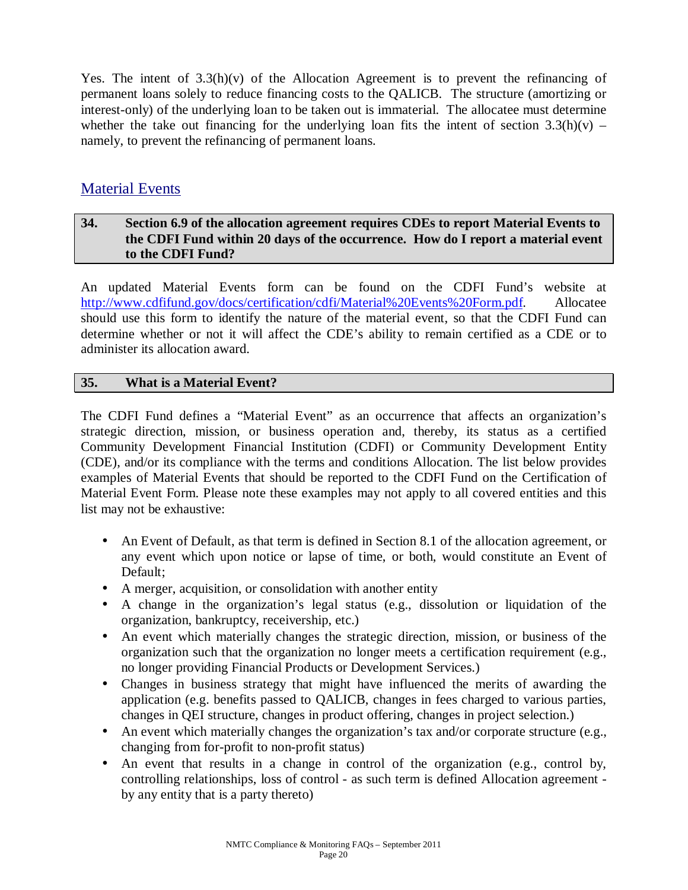Yes. The intent of 3.3(h)(v) of the Allocation Agreement is to prevent the refinancing of permanent loans solely to reduce financing costs to the QALICB. The structure (amortizing or interest-only) of the underlying loan to be taken out is immaterial. The allocatee must determine whether the take out financing for the underlying loan fits the intent of section 3.3(h)(v) – namely, to prevent the refinancing of permanent loans.

## Material Events

### 34. Section 6.9 of the allocation agreement requires CDEs to report Material Events to the CDFI Fund within 20 days of the occurrence. How do I report a material event to the CDFI Fund?

An updated Material Events form can be found on the CDFI Fund's website at http://www.cdfifund.gov/docs/certification/cdfi/Material%20Events%20Form.pdf. Allocatee should use this form to identify the nature of the material event, so that the CDFI Fund can determine whether or not it will affect the CDE's ability to remain certified as a CDE or to administer its allocation award.

### 35. What is a Material Event?

The CDFI Fund defines a "Material Event" as an occurrence that affects an organization's strategic direction, mission, or business operation and, thereby, its status as a certified Community Development Financial Institution (CDFI) or Community Development Entity (CDE), and/or its compliance with the terms and conditions Allocation. The list below provides examples of Material Events that should be reported to the CDFI Fund on the Certification of Material Event Form. Please note these examples may not apply to all covered entities and this list may not be exhaustive:

- An Event of Default, as that term is defined in Section 8.1 of the allocation agreement, or any event which upon notice or lapse of time, or both, would constitute an Event of Default;
- A merger, acquisition, or consolidation with another entity
- A change in the organization's legal status (e.g., dissolution or liquidation of the organization, bankruptcy, receivership, etc.)
- An event which materially changes the strategic direction, mission, or business of the organization such that the organization no longer meets a certification requirement (e.g., no longer providing Financial Products or Development Services.)
- Changes in business strategy that might have influenced the merits of awarding the application (e.g. benefits passed to QALICB, changes in fees charged to various parties, changes in QEI structure, changes in product offering, changes in project selection.)
- An event which materially changes the organization's tax and/or corporate structure (e.g., changing from for-profit to non-profit status)
- An event that results in a change in control of the organization (e.g., control by, controlling relationships, loss of control - as such term is defined Allocation agreement - by any entity that is a party thereto)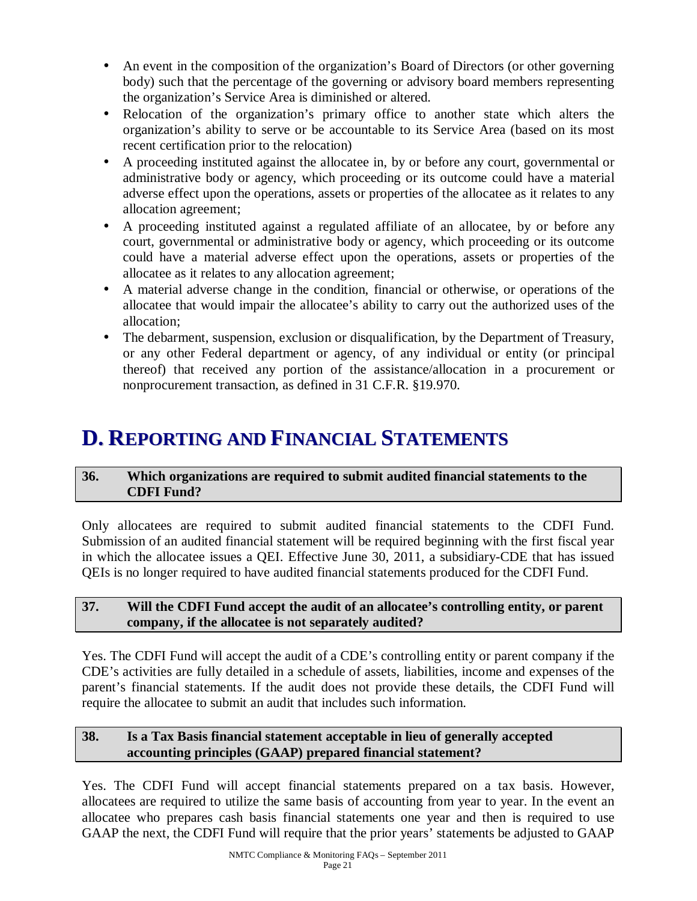- An event in the composition of the organization's Board of Directors (or other governing body) such that the percentage of the governing or advisory board members representing the organization's Service Area is diminished or altered.
- Relocation of the organization's primary office to another state which alters the organization's ability to serve or be accountable to its Service Area (based on its most recent certification prior to the relocation)
- A proceeding instituted against the allocatee in, by or before any court, governmental or administrative body or agency, which proceeding or its outcome could have a material adverse effect upon the operations, assets or properties of the allocatee as it relates to any allocation agreement;
- A proceeding instituted against a regulated affiliate of an allocatee, by or before any court, governmental or administrative body or agency, which proceeding or its outcome could have a material adverse effect upon the operations, assets or properties of the allocatee as it relates to any allocation agreement;
- A material adverse change in the condition, financial or otherwise, or operations of the allocatee that would impair the allocatee's ability to carry out the authorized uses of the allocation;
- The debarment, suspension, exclusion or disqualification, by the Department of Treasury, or any other Federal department or agency, of any individual or entity (or principal thereof) that received any portion of the assistance/allocation in a procurement or nonprocurement transaction, as defined in 31 C.F.R. §19.970.

# D. Reporting and Financial Statements

### 36. Which organizations are required to submit audited financial statements to the CDFI Fund?

Only allocatees are required to submit audited financial statements to the CDFI Fund. Submission of an audited financial statement will be required beginning with the first fiscal year in which the allocatee issues a QEI. Effective June 30, 2011, a subsidiary-CDE that has issued QEIs is no longer required to have audited financial statements produced for the CDFI Fund.

### 37. Will the CDFI Fund accept the audit of an allocatee's controlling entity, or parent company, if the allocatee is not separately audited?

Yes. The CDFI Fund will accept the audit of a CDE's controlling entity or parent company if the CDE's activities are fully detailed in a schedule of assets, liabilities, income and expenses of the parent's financial statements. If the audit does not provide these details, the CDFI Fund will require the allocatee to submit an audit that includes such information.

### 38. Is a Tax Basis financial statement acceptable in lieu of generally accepted accounting principles (GAAP) prepared financial statement?

Yes. The CDFI Fund will accept financial statements prepared on a tax basis. However, allocatees are required to utilize the same basis of accounting from year to year. In the event an allocatee who prepares cash basis financial statements one year and then is required to use GAAP the next, the CDFI Fund will require that the prior years' statements be adjusted to GAAP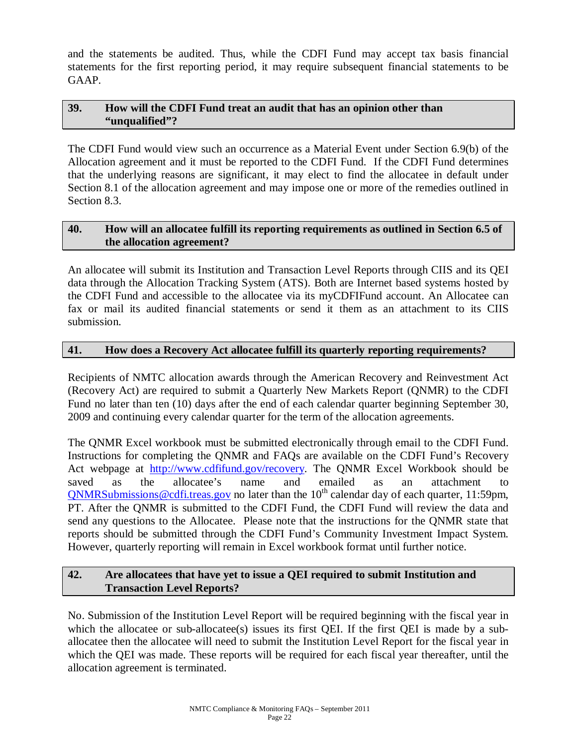and the statements be audited. Thus, while the CDFI Fund may accept tax basis financial statements for the first reporting period, it may require subsequent financial statements to be GAAP.

### 39. How will the CDFI Fund treat an audit that has an opinion other than "unqualified"?

The CDFI Fund would view such an occurrence as a Material Event under Section 6.9(b) of the Allocation agreement and it must be reported to the CDFI Fund. If the CDFI Fund determines that the underlying reasons are significant, it may elect to find the allocatee in default under Section 8.1 of the allocation agreement and may impose one or more of the remedies outlined in Section 8.3.

### 40. How will an allocatee fulfill its reporting requirements as outlined in Section 6.5 of the allocation agreement?

An allocatee will submit its Institution and Transaction Level Reports through CIIS and its QEI data through the Allocation Tracking System (ATS). Both are Internet based systems hosted by the CDFI Fund and accessible to the allocatee via its myCDFIFund account. An Allocatee can fax or mail its audited financial statements or send it them as an attachment to its CIIS submission.

### 41. How does a Recovery Act allocatee fulfill its quarterly reporting requirements?

Recipients of NMTC allocation awards through the American Recovery and Reinvestment Act (Recovery Act) are required to submit a Quarterly New Markets Report (QNMR) to the CDFI Fund no later than ten (10) days after the end of each calendar quarter beginning September 30, 2009 and continuing every calendar quarter for the term of the allocation agreements.

The QNMR Excel workbook must be submitted electronically through email to the CDFI Fund. Instructions for completing the QNMR and FAQs are available on the CDFI Fund's Recovery Act webpage at http://www.cdfifund.gov/recovery. The QNMR Excel Workbook should be saved as the allocatee's name and emailed as an attachment to QNMRSubmissions@cdfi.treas.gov no later than the 10th calendar day of each quarter, 11:59pm, PT. After the QNMR is submitted to the CDFI Fund, the CDFI Fund will review the data and send any questions to the Allocatee. Please note that the instructions for the QNMR state that reports should be submitted through the CDFI Fund's Community Investment Impact System. However, quarterly reporting will remain in Excel workbook format until further notice.

### 42. Are allocatees that have yet to issue a QEI required to submit Institution and Transaction Level Reports?

No. Submission of the Institution Level Report will be required beginning with the fiscal year in which the allocatee or sub-allocatee(s) issues its first QEI. If the first QEI is made by a sub-allocatee then the allocatee will need to submit the Institution Level Report for the fiscal year in which the QEI was made. These reports will be required for each fiscal year thereafter, until the allocation agreement is terminated.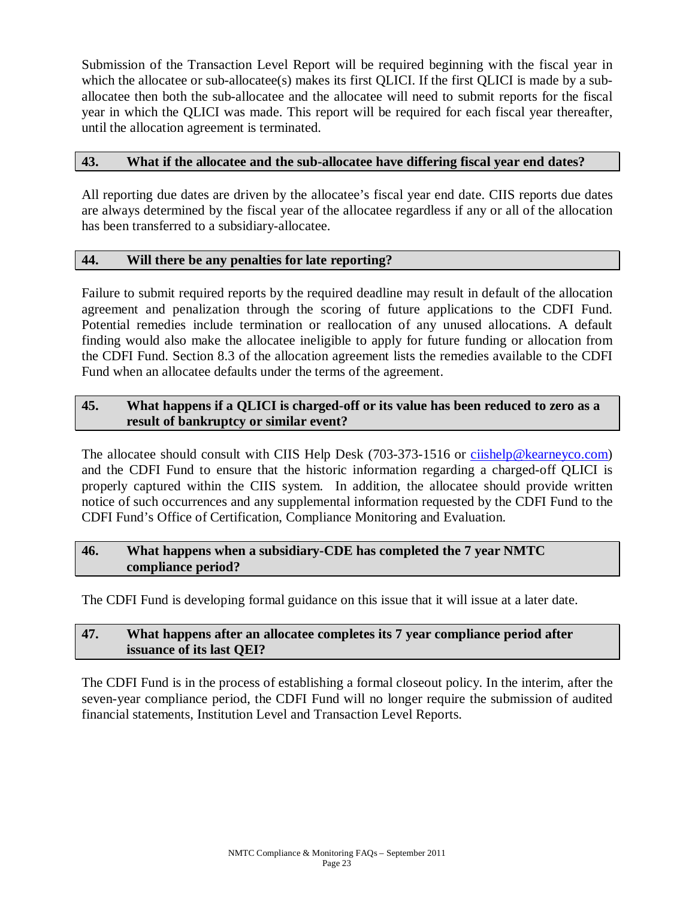Submission of the Transaction Level Report will be required beginning with the fiscal year in which the allocatee or sub-allocatee(s) makes its first QLICI. If the first QLICI is made by a sub-allocatee then both the sub-allocatee and the allocatee will need to submit reports for the fiscal year in which the QLICI was made. This report will be required for each fiscal year thereafter, until the allocation agreement is terminated.

### 43. What if the allocatee and the sub-allocatee have differing fiscal year end dates?

All reporting due dates are driven by the allocatee's fiscal year end date. CIIS reports due dates are always determined by the fiscal year of the allocatee regardless if any or all of the allocation has been transferred to a subsidiary-allocatee.

### 44. Will there be any penalties for late reporting?

Failure to submit required reports by the required deadline may result in default of the allocation agreement and penalization through the scoring of future applications to the CDFI Fund. Potential remedies include termination or reallocation of any unused allocations. A default finding would also make the allocatee ineligible to apply for future funding or allocation from the CDFI Fund. Section 8.3 of the allocation agreement lists the remedies available to the CDFI Fund when an allocatee defaults under the terms of the agreement.

### 45. What happens if a QLICI is charged-off or its value has been reduced to zero as a result of bankruptcy or similar event?

The allocatee should consult with CIIS Help Desk (703-373-1516 or ciishelp@kearneyco.com) and the CDFI Fund to ensure that the historic information regarding a charged-off QLICI is properly captured within the CIIS system. In addition, the allocatee should provide written notice of such occurrences and any supplemental information requested by the CDFI Fund to the CDFI Fund's Office of Certification, Compliance Monitoring and Evaluation.

### 46. What happens when a subsidiary-CDE has completed the 7 year NMTC compliance period?

The CDFI Fund is developing formal guidance on this issue that it will issue at a later date.

### 47. What happens after an allocatee completes its 7 year compliance period after issuance of its last QEI?

The CDFI Fund is in the process of establishing a formal closeout policy. In the interim, after the seven-year compliance period, the CDFI Fund will no longer require the submission of audited financial statements, Institution Level and Transaction Level Reports.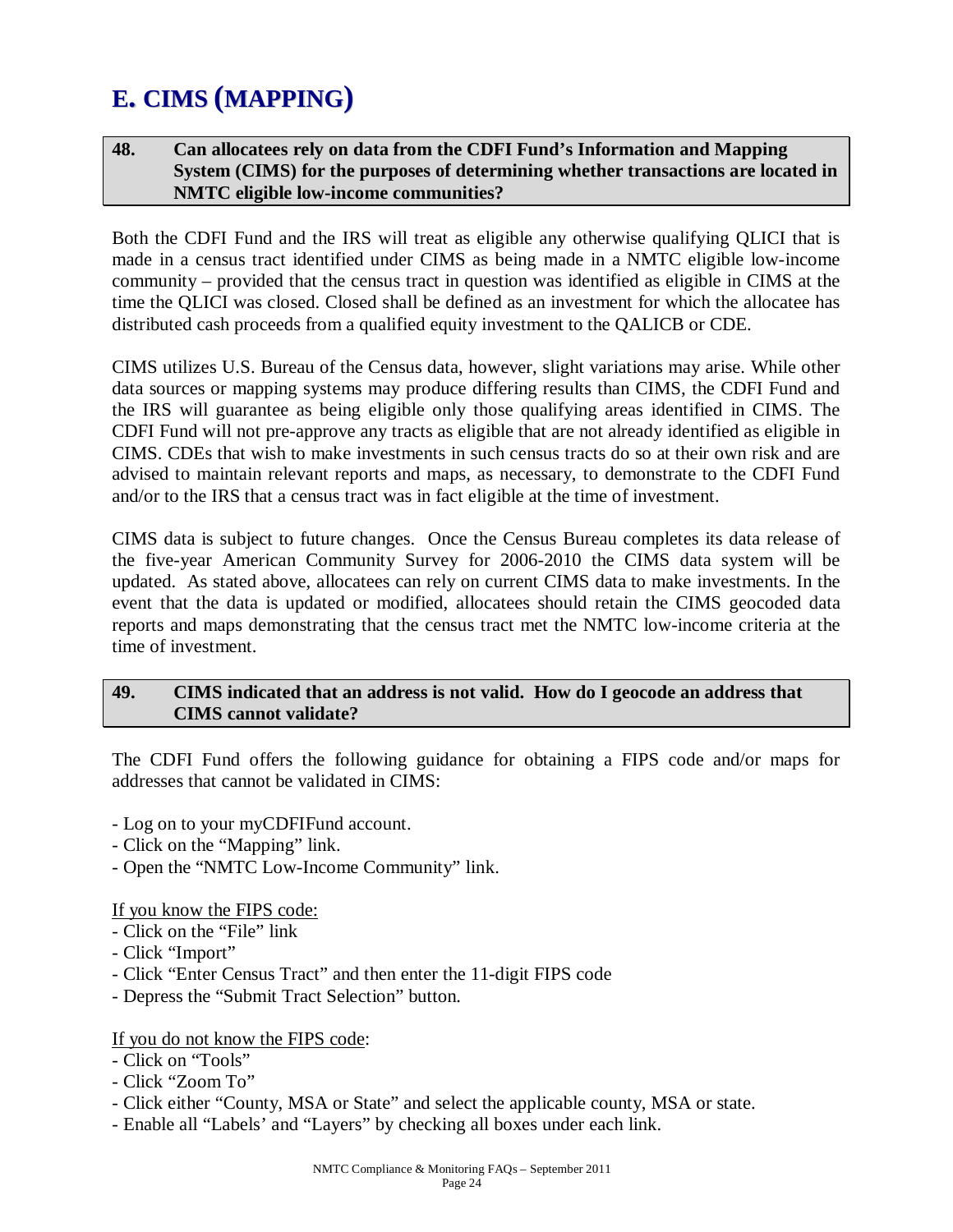# E. CIMS (MAPPING)

**48. Can allocatees rely on data from the CDFI Fund's Information and Mapping System (CIMS) for the purposes of determining whether transactions are located in NMTC eligible low-income communities?**

Both the CDFI Fund and the IRS will treat as eligible any otherwise qualifying QLICI that is made in a census tract identified under CIMS as being made in a NMTC eligible low-income community – provided that the census tract in question was identified as eligible in CIMS at the time the QLICI was closed. Closed shall be defined as an investment for which the allocatee has distributed cash proceeds from a qualified equity investment to the QALICB or CDE.

CIMS utilizes U.S. Bureau of the Census data, however, slight variations may arise. While other data sources or mapping systems may produce differing results than CIMS, the CDFI Fund and the IRS will guarantee as being eligible only those qualifying areas identified in CIMS. The CDFI Fund will not pre-approve any tracts as eligible that are not already identified as eligible in CIMS. CDEs that wish to make investments in such census tracts do so at their own risk and are advised to maintain relevant reports and maps, as necessary, to demonstrate to the CDFI Fund and/or to the IRS that a census tract was in fact eligible at the time of investment.

CIMS data is subject to future changes. Once the Census Bureau completes its data release of the five-year American Community Survey for 2006-2010 the CIMS data system will be updated. As stated above, allocatees can rely on current CIMS data to make investments. In the event that the data is updated or modified, allocatees should retain the CIMS geocoded data reports and maps demonstrating that the census tract met the NMTC low-income criteria at the time of investment.

**49. CIMS indicated that an address is not valid. How do I geocode an address that CIMS cannot validate?**

The CDFI Fund offers the following guidance for obtaining a FIPS code and/or maps for addresses that cannot be validated in CIMS:

- Log on to your myCDFIFund account.
- Click on the "Mapping" link.
- Open the "NMTC Low-Income Community" link.

<u>If you know the FIPS code:</u>
- Click on the "File" link
- Click "Import"
- Click "Enter Census Tract" and then enter the 11-digit FIPS code
- Depress the "Submit Tract Selection" button.

<u>If you do not know the FIPS code</u>:
- Click on "Tools"
- Click "Zoom To"
- Click either "County, MSA or State" and select the applicable county, MSA or state.
- Enable all "Labels' and "Layers" by checking all boxes under each link.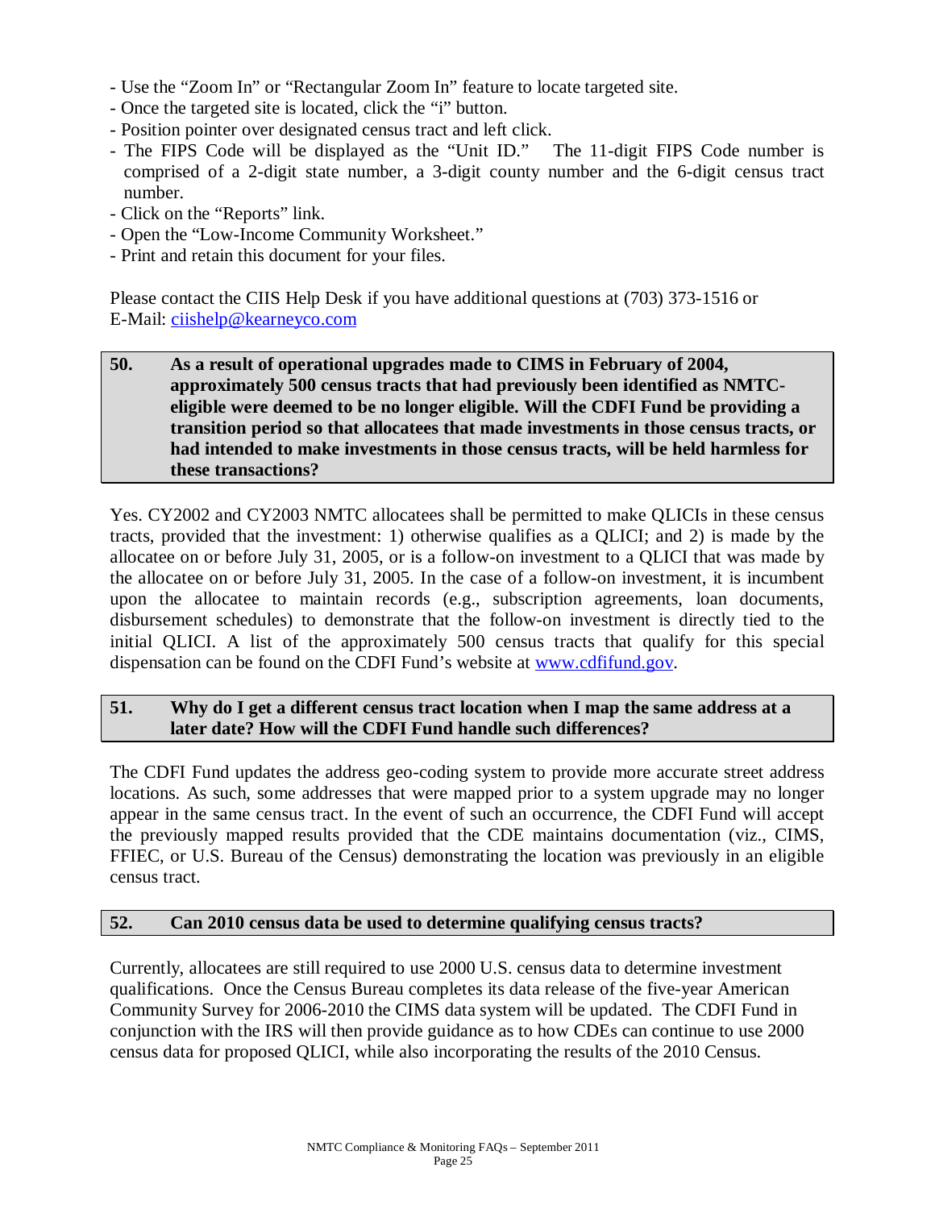- Use the "Zoom In" or "Rectangular Zoom In" feature to locate targeted site.
- Once the targeted site is located, click the "i" button.
- Position pointer over designated census tract and left click.
- The FIPS Code will be displayed as the "Unit ID." The 11-digit FIPS Code number is comprised of a 2-digit state number, a 3-digit county number and the 6-digit census tract number.
- Click on the "Reports" link.
- Open the "Low-Income Community Worksheet."
- Print and retain this document for your files.

Please contact the CIIS Help Desk if you have additional questions at (703) 373-1516 or E-Mail: ciishelp@kearneyco.com

**50. As a result of operational upgrades made to CIMS in February of 2004, approximately 500 census tracts that had previously been identified as NMTC-eligible were deemed to be no longer eligible. Will the CDFI Fund be providing a transition period so that allocatees that made investments in those census tracts, or had intended to make investments in those census tracts, will be held harmless for these transactions?**

Yes. CY2002 and CY2003 NMTC allocatees shall be permitted to make QLICIs in these census tracts, provided that the investment: 1) otherwise qualifies as a QLICI; and 2) is made by the allocatee on or before July 31, 2005, or is a follow-on investment to a QLICI that was made by the allocatee on or before July 31, 2005. In the case of a follow-on investment, it is incumbent upon the allocatee to maintain records (e.g., subscription agreements, loan documents, disbursement schedules) to demonstrate that the follow-on investment is directly tied to the initial QLICI. A list of the approximately 500 census tracts that qualify for this special dispensation can be found on the CDFI Fund's website at www.cdfifund.gov.

**51. Why do I get a different census tract location when I map the same address at a later date? How will the CDFI Fund handle such differences?**

The CDFI Fund updates the address geo-coding system to provide more accurate street address locations. As such, some addresses that were mapped prior to a system upgrade may no longer appear in the same census tract. In the event of such an occurrence, the CDFI Fund will accept the previously mapped results provided that the CDE maintains documentation (viz., CIMS, FFIEC, or U.S. Bureau of the Census) demonstrating the location was previously in an eligible census tract.

**52. Can 2010 census data be used to determine qualifying census tracts?**

Currently, allocatees are still required to use 2000 U.S. census data to determine investment qualifications. Once the Census Bureau completes its data release of the five-year American Community Survey for 2006-2010 the CIMS data system will be updated. The CDFI Fund in conjunction with the IRS will then provide guidance as to how CDEs can continue to use 2000 census data for proposed QLICI, while also incorporating the results of the 2010 Census.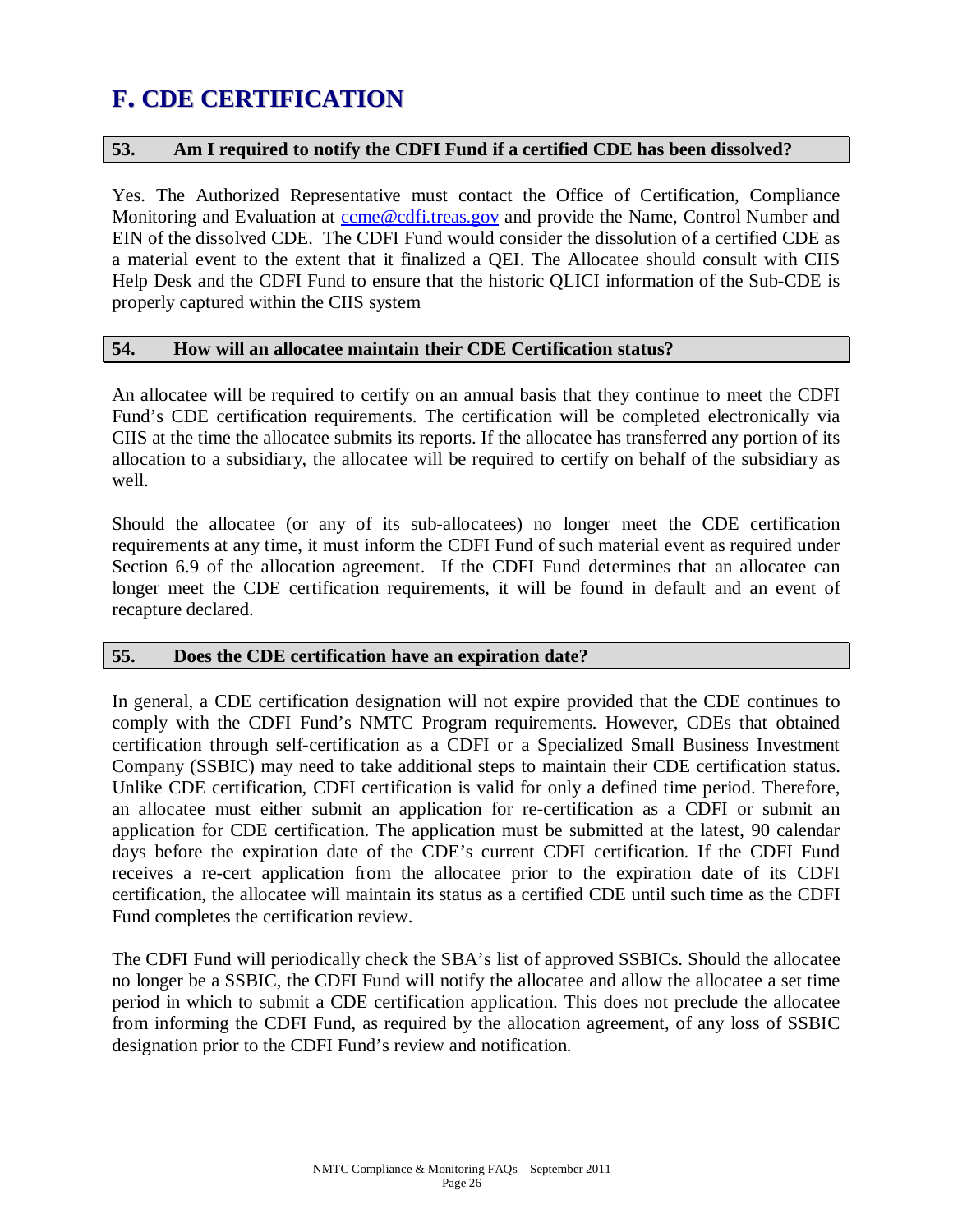# F. CDE CERTIFICATION

### 53. Am I required to notify the CDFI Fund if a certified CDE has been dissolved?

Yes. The Authorized Representative must contact the Office of Certification, Compliance Monitoring and Evaluation at ccme@cdfi.treas.gov and provide the Name, Control Number and EIN of the dissolved CDE. The CDFI Fund would consider the dissolution of a certified CDE as a material event to the extent that it finalized a QEI. The Allocatee should consult with CIIS Help Desk and the CDFI Fund to ensure that the historic QLICI information of the Sub-CDE is properly captured within the CIIS system

### 54. How will an allocatee maintain their CDE Certification status?

An allocatee will be required to certify on an annual basis that they continue to meet the CDFI Fund's CDE certification requirements. The certification will be completed electronically via CIIS at the time the allocatee submits its reports. If the allocatee has transferred any portion of its allocation to a subsidiary, the allocatee will be required to certify on behalf of the subsidiary as well.

Should the allocatee (or any of its sub-allocatees) no longer meet the CDE certification requirements at any time, it must inform the CDFI Fund of such material event as required under Section 6.9 of the allocation agreement. If the CDFI Fund determines that an allocatee can longer meet the CDE certification requirements, it will be found in default and an event of recapture declared.

### 55. Does the CDE certification have an expiration date?

In general, a CDE certification designation will not expire provided that the CDE continues to comply with the CDFI Fund's NMTC Program requirements. However, CDEs that obtained certification through self-certification as a CDFI or a Specialized Small Business Investment Company (SSBIC) may need to take additional steps to maintain their CDE certification status. Unlike CDE certification, CDFI certification is valid for only a defined time period. Therefore, an allocatee must either submit an application for re-certification as a CDFI or submit an application for CDE certification. The application must be submitted at the latest, 90 calendar days before the expiration date of the CDE's current CDFI certification. If the CDFI Fund receives a re-cert application from the allocatee prior to the expiration date of its CDFI certification, the allocatee will maintain its status as a certified CDE until such time as the CDFI Fund completes the certification review.

The CDFI Fund will periodically check the SBA's list of approved SSBICs. Should the allocatee no longer be a SSBIC, the CDFI Fund will notify the allocatee and allow the allocatee a set time period in which to submit a CDE certification application. This does not preclude the allocatee from informing the CDFI Fund, as required by the allocation agreement, of any loss of SSBIC designation prior to the CDFI Fund's review and notification.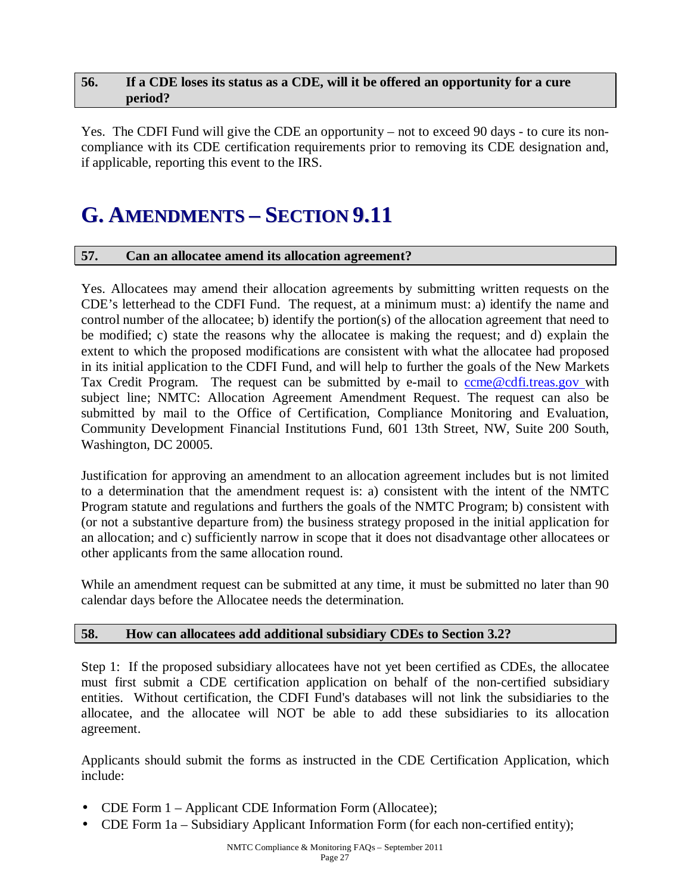### 56. If a CDE loses its status as a CDE, will it be offered an opportunity for a cure period?

Yes. The CDFI Fund will give the CDE an opportunity – not to exceed 90 days - to cure its non-compliance with its CDE certification requirements prior to removing its CDE designation and, if applicable, reporting this event to the IRS.

## G. AMENDMENTS – SECTION 9.11

### 57. Can an allocatee amend its allocation agreement?

Yes. Allocatees may amend their allocation agreements by submitting written requests on the CDE's letterhead to the CDFI Fund. The request, at a minimum must: a) identify the name and control number of the allocatee; b) identify the portion(s) of the allocation agreement that need to be modified; c) state the reasons why the allocatee is making the request; and d) explain the extent to which the proposed modifications are consistent with what the allocatee had proposed in its initial application to the CDFI Fund, and will help to further the goals of the New Markets Tax Credit Program. The request can be submitted by e-mail to ccme@cdfi.treas.gov with subject line; NMTC: Allocation Agreement Amendment Request. The request can also be submitted by mail to the Office of Certification, Compliance Monitoring and Evaluation, Community Development Financial Institutions Fund, 601 13th Street, NW, Suite 200 South, Washington, DC 20005.

Justification for approving an amendment to an allocation agreement includes but is not limited to a determination that the amendment request is: a) consistent with the intent of the NMTC Program statute and regulations and furthers the goals of the NMTC Program; b) consistent with (or not a substantive departure from) the business strategy proposed in the initial application for an allocation; and c) sufficiently narrow in scope that it does not disadvantage other allocatees or other applicants from the same allocation round.

While an amendment request can be submitted at any time, it must be submitted no later than 90 calendar days before the Allocatee needs the determination.

### 58. How can allocatees add additional subsidiary CDEs to Section 3.2?

Step 1: If the proposed subsidiary allocatees have not yet been certified as CDEs, the allocatee must first submit a CDE certification application on behalf of the non-certified subsidiary entities. Without certification, the CDFI Fund's databases will not link the subsidiaries to the allocatee, and the allocatee will NOT be able to add these subsidiaries to its allocation agreement.

Applicants should submit the forms as instructed in the CDE Certification Application, which include:

- CDE Form 1 – Applicant CDE Information Form (Allocatee);
- CDE Form 1a – Subsidiary Applicant Information Form (for each non-certified entity);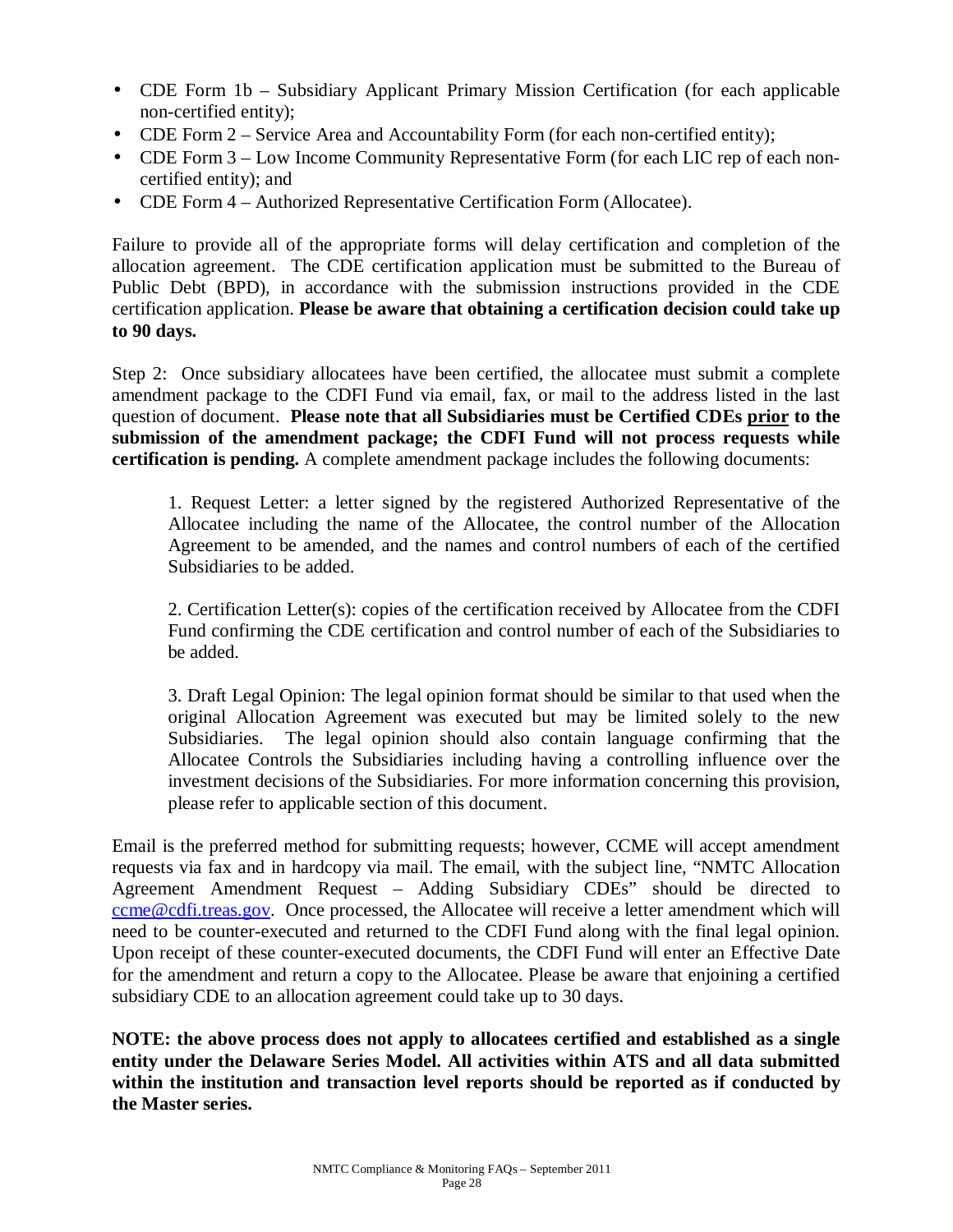- CDE Form 1b – Subsidiary Applicant Primary Mission Certification (for each applicable non-certified entity);
- CDE Form 2 – Service Area and Accountability Form (for each non-certified entity);
- CDE Form 3 – Low Income Community Representative Form (for each LIC rep of each non-certified entity); and
- CDE Form 4 – Authorized Representative Certification Form (Allocatee).

Failure to provide all of the appropriate forms will delay certification and completion of the allocation agreement. The CDE certification application must be submitted to the Bureau of Public Debt (BPD), in accordance with the submission instructions provided in the CDE certification application. **Please be aware that obtaining a certification decision could take up to 90 days.**

Step 2: Once subsidiary allocatees have been certified, the allocatee must submit a complete amendment package to the CDFI Fund via email, fax, or mail to the address listed in the last question of document. **Please note that all Subsidiaries must be Certified CDEs <u>prior</u> to the submission of the amendment package; the CDFI Fund will not process requests while certification is pending.** A complete amendment package includes the following documents:

> 1. Request Letter: a letter signed by the registered Authorized Representative of the Allocatee including the name of the Allocatee, the control number of the Allocation Agreement to be amended, and the names and control numbers of each of the certified Subsidiaries to be added.
>
> 2. Certification Letter(s): copies of the certification received by Allocatee from the CDFI Fund confirming the CDE certification and control number of each of the Subsidiaries to be added.
>
> 3. Draft Legal Opinion: The legal opinion format should be similar to that used when the original Allocation Agreement was executed but may be limited solely to the new Subsidiaries. The legal opinion should also contain language confirming that the Allocatee Controls the Subsidiaries including having a controlling influence over the investment decisions of the Subsidiaries. For more information concerning this provision, please refer to applicable section of this document.

Email is the preferred method for submitting requests; however, CCME will accept amendment requests via fax and in hardcopy via mail. The email, with the subject line, "NMTC Allocation Agreement Amendment Request – Adding Subsidiary CDEs" should be directed to ccme@cdfi.treas.gov. Once processed, the Allocatee will receive a letter amendment which will need to be counter-executed and returned to the CDFI Fund along with the final legal opinion. Upon receipt of these counter-executed documents, the CDFI Fund will enter an Effective Date for the amendment and return a copy to the Allocatee. Please be aware that enjoining a certified subsidiary CDE to an allocation agreement could take up to 30 days.

**NOTE: the above process does not apply to allocatees certified and established as a single entity under the Delaware Series Model. All activities within ATS and all data submitted within the institution and transaction level reports should be reported as if conducted by the Master series.**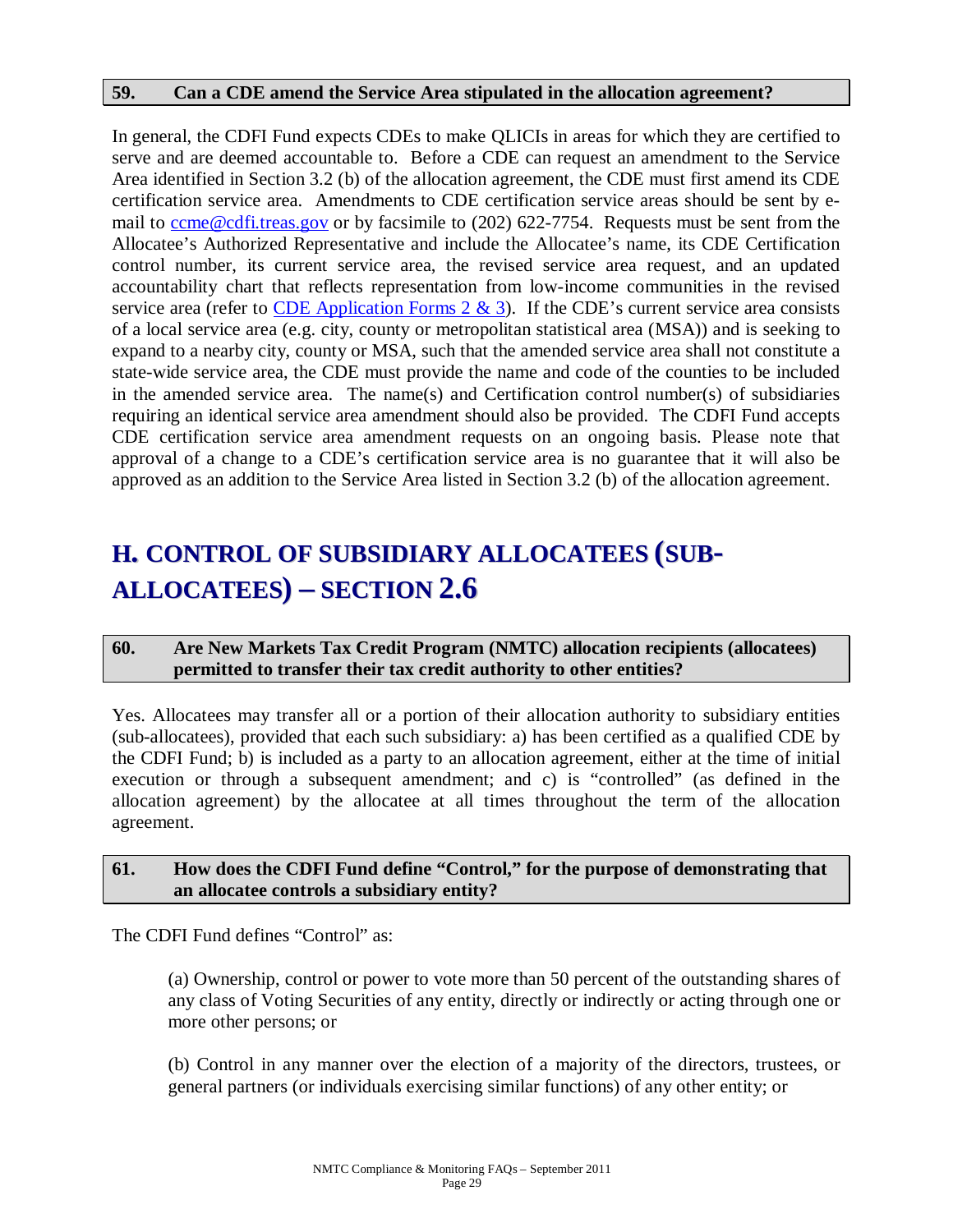### 59. Can a CDE amend the Service Area stipulated in the allocation agreement?

In general, the CDFI Fund expects CDEs to make QLICIs in areas for which they are certified to serve and are deemed accountable to. Before a CDE can request an amendment to the Service Area identified in Section 3.2 (b) of the allocation agreement, the CDE must first amend its CDE certification service area. Amendments to CDE certification service areas should be sent by e-mail to [ccme@cdfi.treas.gov](mailto:ccme@cdfi.treas.gov) or by facsimile to (202) 622-7754. Requests must be sent from the Allocatee's Authorized Representative and include the Allocatee's name, its CDE Certification control number, its current service area, the revised service area request, and an updated accountability chart that reflects representation from low-income communities in the revised service area (refer to CDE Application Forms 2 & 3). If the CDE's current service area consists of a local service area (e.g. city, county or metropolitan statistical area (MSA)) and is seeking to expand to a nearby city, county or MSA, such that the amended service area shall not constitute a state-wide service area, the CDE must provide the name and code of the counties to be included in the amended service area. The name(s) and Certification control number(s) of subsidiaries requiring an identical service area amendment should also be provided. The CDFI Fund accepts CDE certification service area amendment requests on an ongoing basis. Please note that approval of a change to a CDE's certification service area is no guarantee that it will also be approved as an addition to the Service Area listed in Section 3.2 (b) of the allocation agreement.

## H. CONTROL OF SUBSIDIARY ALLOCATEES (SUB-ALLOCATEES) – SECTION 2.6

### 60. Are New Markets Tax Credit Program (NMTC) allocation recipients (allocatees) permitted to transfer their tax credit authority to other entities?

Yes. Allocatees may transfer all or a portion of their allocation authority to subsidiary entities (sub-allocatees), provided that each such subsidiary: a) has been certified as a qualified CDE by the CDFI Fund; b) is included as a party to an allocation agreement, either at the time of initial execution or through a subsequent amendment; and c) is "controlled" (as defined in the allocation agreement) by the allocatee at all times throughout the term of the allocation agreement.

### 61. How does the CDFI Fund define "Control," for the purpose of demonstrating that an allocatee controls a subsidiary entity?

The CDFI Fund defines "Control" as:

> (a) Ownership, control or power to vote more than 50 percent of the outstanding shares of any class of Voting Securities of any entity, directly or indirectly or acting through one or more other persons; or
>
> (b) Control in any manner over the election of a majority of the directors, trustees, or general partners (or individuals exercising similar functions) of any other entity; or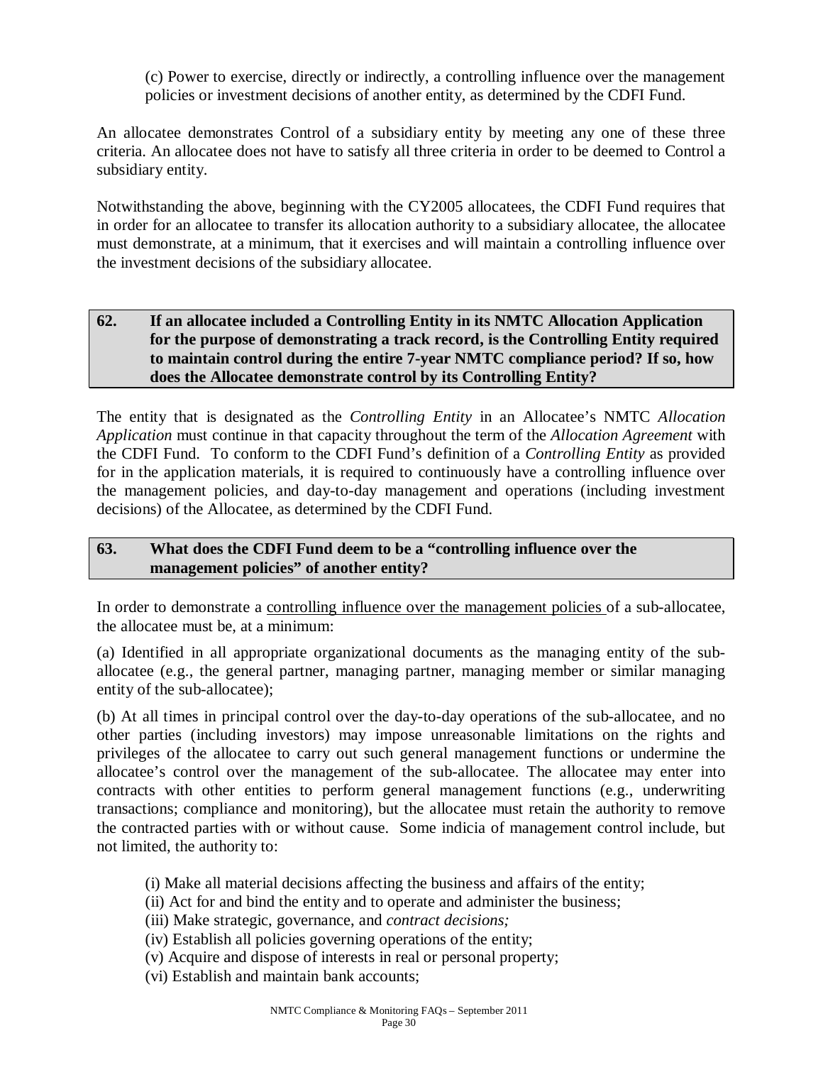(c) Power to exercise, directly or indirectly, a controlling influence over the management policies or investment decisions of another entity, as determined by the CDFI Fund.

An allocatee demonstrates Control of a subsidiary entity by meeting any one of these three criteria. An allocatee does not have to satisfy all three criteria in order to be deemed to Control a subsidiary entity.

Notwithstanding the above, beginning with the CY2005 allocatees, the CDFI Fund requires that in order for an allocatee to transfer its allocation authority to a subsidiary allocatee, the allocatee must demonstrate, at a minimum, that it exercises and will maintain a controlling influence over the investment decisions of the subsidiary allocatee.

### 62. If an allocatee included a Controlling Entity in its NMTC Allocation Application for the purpose of demonstrating a track record, is the Controlling Entity required to maintain control during the entire 7-year NMTC compliance period? If so, how does the Allocatee demonstrate control by its Controlling Entity?

The entity that is designated as the *Controlling Entity* in an Allocatee's NMTC *Allocation Application* must continue in that capacity throughout the term of the *Allocation Agreement* with the CDFI Fund. To conform to the CDFI Fund's definition of a *Controlling Entity* as provided for in the application materials, it is required to continuously have a controlling influence over the management policies, and day-to-day management and operations (including investment decisions) of the Allocatee, as determined by the CDFI Fund.

### 63. What does the CDFI Fund deem to be a "controlling influence over the management policies" of another entity?

In order to demonstrate a <u>controlling influence over the management policies</u> of a sub-allocatee, the allocatee must be, at a minimum:

(a) Identified in all appropriate organizational documents as the managing entity of the sub-allocatee (e.g., the general partner, managing partner, managing member or similar managing entity of the sub-allocatee);

(b) At all times in principal control over the day-to-day operations of the sub-allocatee, and no other parties (including investors) may impose unreasonable limitations on the rights and privileges of the allocatee to carry out such general management functions or undermine the allocatee's control over the management of the sub-allocatee. The allocatee may enter into contracts with other entities to perform general management functions (e.g., underwriting transactions; compliance and monitoring), but the allocatee must retain the authority to remove the contracted parties with or without cause. Some indicia of management control include, but not limited, the authority to:

(i) Make all material decisions affecting the business and affairs of the entity;
(ii) Act for and bind the entity and to operate and administer the business;
(iii) Make strategic, governance, and *contract decisions;*
(iv) Establish all policies governing operations of the entity;
(v) Acquire and dispose of interests in real or personal property;
(vi) Establish and maintain bank accounts;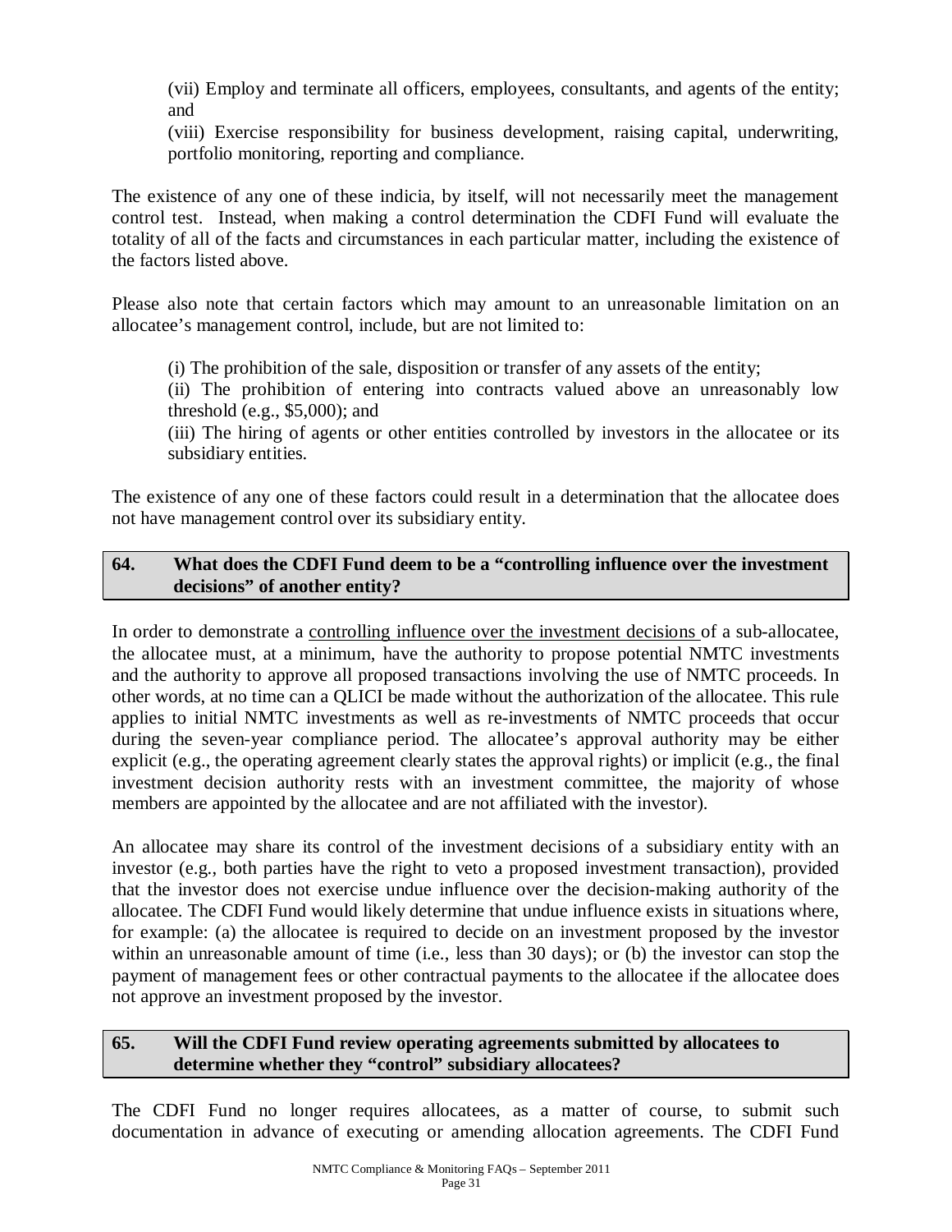(vii) Employ and terminate all officers, employees, consultants, and agents of the entity; and

(viii) Exercise responsibility for business development, raising capital, underwriting, portfolio monitoring, reporting and compliance.

The existence of any one of these indicia, by itself, will not necessarily meet the management control test. Instead, when making a control determination the CDFI Fund will evaluate the totality of all of the facts and circumstances in each particular matter, including the existence of the factors listed above.

Please also note that certain factors which may amount to an unreasonable limitation on an allocatee's management control, include, but are not limited to:

(i) The prohibition of the sale, disposition or transfer of any assets of the entity;

(ii) The prohibition of entering into contracts valued above an unreasonably low threshold (e.g., $5,000); and

(iii) The hiring of agents or other entities controlled by investors in the allocatee or its subsidiary entities.

The existence of any one of these factors could result in a determination that the allocatee does not have management control over its subsidiary entity.

### 64. What does the CDFI Fund deem to be a "controlling influence over the investment decisions" of another entity?

In order to demonstrate a controlling influence over the investment decisions of a sub-allocatee, the allocatee must, at a minimum, have the authority to propose potential NMTC investments and the authority to approve all proposed transactions involving the use of NMTC proceeds. In other words, at no time can a QLICI be made without the authorization of the allocatee. This rule applies to initial NMTC investments as well as re-investments of NMTC proceeds that occur during the seven-year compliance period. The allocatee's approval authority may be either explicit (e.g., the operating agreement clearly states the approval rights) or implicit (e.g., the final investment decision authority rests with an investment committee, the majority of whose members are appointed by the allocatee and are not affiliated with the investor).

An allocatee may share its control of the investment decisions of a subsidiary entity with an investor (e.g., both parties have the right to veto a proposed investment transaction), provided that the investor does not exercise undue influence over the decision-making authority of the allocatee. The CDFI Fund would likely determine that undue influence exists in situations where, for example: (a) the allocatee is required to decide on an investment proposed by the investor within an unreasonable amount of time (i.e., less than 30 days); or (b) the investor can stop the payment of management fees or other contractual payments to the allocatee if the allocatee does not approve an investment proposed by the investor.

### 65. Will the CDFI Fund review operating agreements submitted by allocatees to determine whether they "control" subsidiary allocatees?

The CDFI Fund no longer requires allocatees, as a matter of course, to submit such documentation in advance of executing or amending allocation agreements. The CDFI Fund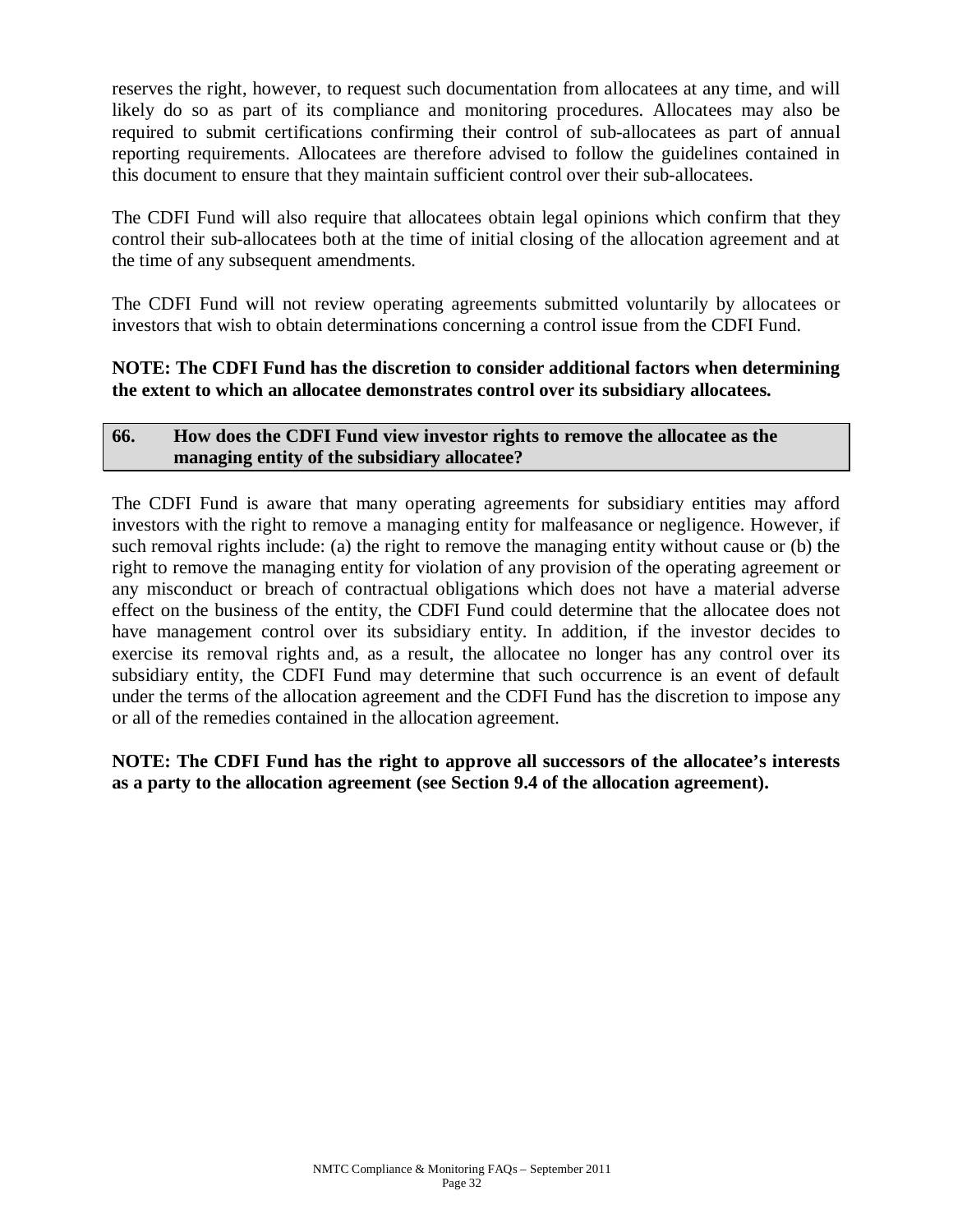reserves the right, however, to request such documentation from allocatees at any time, and will likely do so as part of its compliance and monitoring procedures. Allocatees may also be required to submit certifications confirming their control of sub-allocatees as part of annual reporting requirements. Allocatees are therefore advised to follow the guidelines contained in this document to ensure that they maintain sufficient control over their sub-allocatees.

The CDFI Fund will also require that allocatees obtain legal opinions which confirm that they control their sub-allocatees both at the time of initial closing of the allocation agreement and at the time of any subsequent amendments.

The CDFI Fund will not review operating agreements submitted voluntarily by allocatees or investors that wish to obtain determinations concerning a control issue from the CDFI Fund.

**NOTE: The CDFI Fund has the discretion to consider additional factors when determining the extent to which an allocatee demonstrates control over its subsidiary allocatees.**

### 66. How does the CDFI Fund view investor rights to remove the allocatee as the managing entity of the subsidiary allocatee?

The CDFI Fund is aware that many operating agreements for subsidiary entities may afford investors with the right to remove a managing entity for malfeasance or negligence. However, if such removal rights include: (a) the right to remove the managing entity without cause or (b) the right to remove the managing entity for violation of any provision of the operating agreement or any misconduct or breach of contractual obligations which does not have a material adverse effect on the business of the entity, the CDFI Fund could determine that the allocatee does not have management control over its subsidiary entity. In addition, if the investor decides to exercise its removal rights and, as a result, the allocatee no longer has any control over its subsidiary entity, the CDFI Fund may determine that such occurrence is an event of default under the terms of the allocation agreement and the CDFI Fund has the discretion to impose any or all of the remedies contained in the allocation agreement.

**NOTE: The CDFI Fund has the right to approve all successors of the allocatee's interests as a party to the allocation agreement (see Section 9.4 of the allocation agreement).**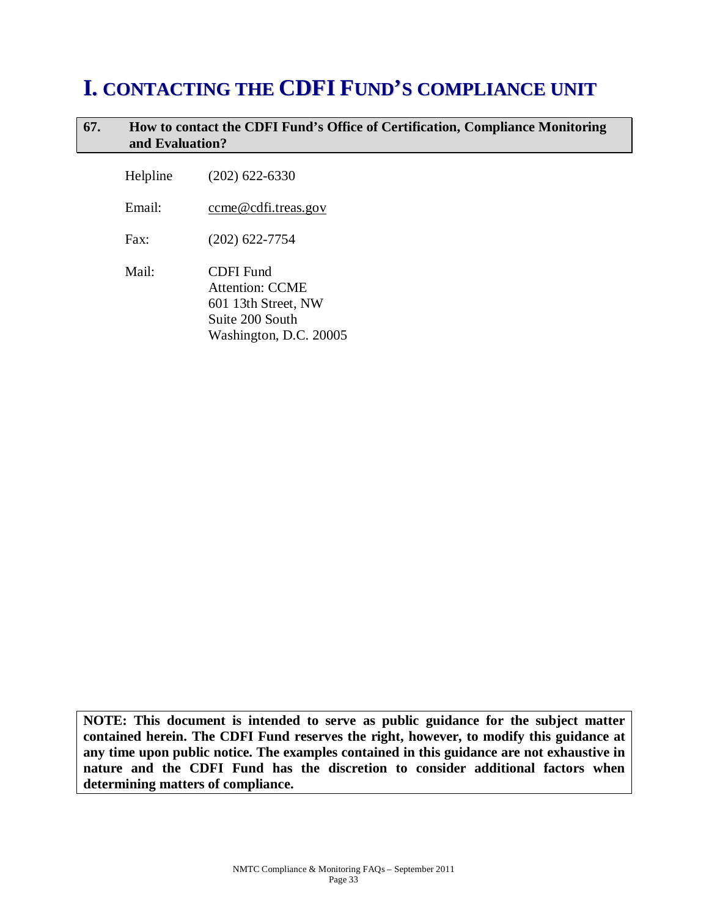# I. CONTACTING THE CDFI FUND'S COMPLIANCE UNIT

### 67. How to contact the CDFI Fund's Office of Certification, Compliance Monitoring and Evaluation?

| | |
|---|---|
| Helpline | (202) 622-6330 |
| Email: | ccme@cdfi.treas.gov |
| Fax: | (202) 622-7754 |
| Mail: | CDFI Fund<br>Attention: CCME<br>601 13th Street, NW<br>Suite 200 South<br>Washington, D.C. 20005 |

**NOTE: This document is intended to serve as public guidance for the subject matter contained herein. The CDFI Fund reserves the right, however, to modify this guidance at any time upon public notice. The examples contained in this guidance are not exhaustive in nature and the CDFI Fund has the discretion to consider additional factors when determining matters of compliance.**